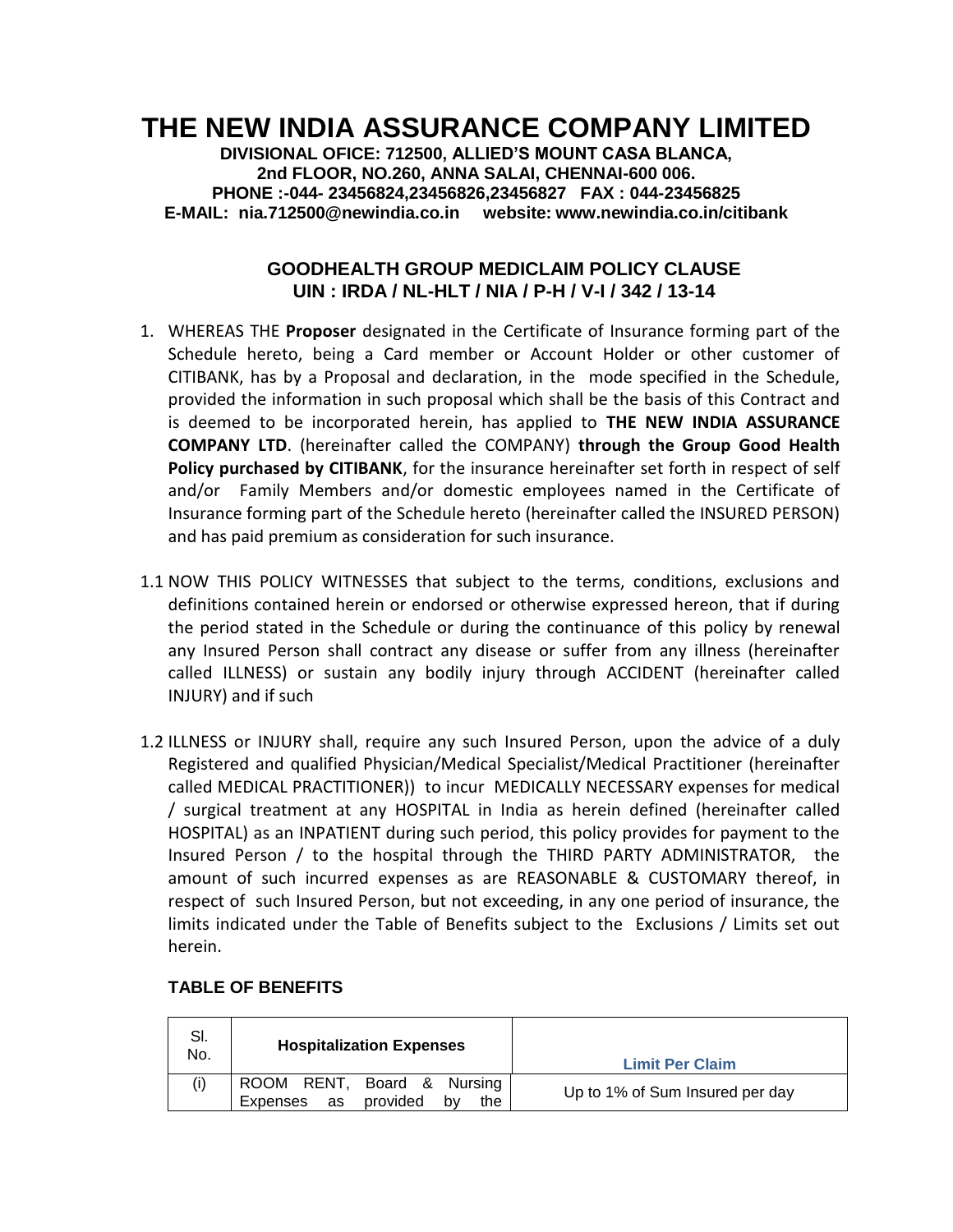# THE NEW INDIA ASSURANCE COMPANY LIMITED

**DIVISIONAL OFICE: 712500, ALLIED'S MOUNT CASA BLANCA,**
**2nd FLOOR, NO.260, ANNA SALAI, CHENNAI-600 006.**
**PHONE :-044- 23456824,23456826,23456827 FAX : 044-23456825**
**E-MAIL: nia.712500@newindia.co.in website: www.newindia.co.in/citibank**

## GOODHEALTH GROUP MEDICLAIM POLICY CLAUSE
## UIN : IRDA / NL-HLT / NIA / P-H / V-I / 342 / 13-14

1. WHEREAS THE **Proposer** designated in the Certificate of Insurance forming part of the Schedule hereto, being a Card member or Account Holder or other customer of CITIBANK, has by a Proposal and declaration, in the mode specified in the Schedule, provided the information in such proposal which shall be the basis of this Contract and is deemed to be incorporated herein, has applied to **THE NEW INDIA ASSURANCE COMPANY LTD**. (hereinafter called the COMPANY) **through the Group Good Health Policy purchased by CITIBANK**, for the insurance hereinafter set forth in respect of self and/or Family Members and/or domestic employees named in the Certificate of Insurance forming part of the Schedule hereto (hereinafter called the INSURED PERSON) and has paid premium as consideration for such insurance.

1.1 NOW THIS POLICY WITNESSES that subject to the terms, conditions, exclusions and definitions contained herein or endorsed or otherwise expressed hereon, that if during the period stated in the Schedule or during the continuance of this policy by renewal any Insured Person shall contract any disease or suffer from any illness (hereinafter called ILLNESS) or sustain any bodily injury through ACCIDENT (hereinafter called INJURY) and if such

1.2 ILLNESS or INJURY shall, require any such Insured Person, upon the advice of a duly Registered and qualified Physician/Medical Specialist/Medical Practitioner (hereinafter called MEDICAL PRACTITIONER)) to incur MEDICALLY NECESSARY expenses for medical / surgical treatment at any HOSPITAL in India as herein defined (hereinafter called HOSPITAL) as an INPATIENT during such period, this policy provides for payment to the Insured Person / to the hospital through the THIRD PARTY ADMINISTRATOR, the amount of such incurred expenses as are REASONABLE & CUSTOMARY thereof, in respect of such Insured Person, but not exceeding, in any one period of insurance, the limits indicated under the Table of Benefits subject to the Exclusions / Limits set out herein.

### TABLE OF BENEFITS

| Sl. No. | Hospitalization Expenses | Limit Per Claim |
|---|---|---|
| (i) | ROOM RENT, Board & Nursing Expenses as provided by the | Up to 1% of Sum Insured per day |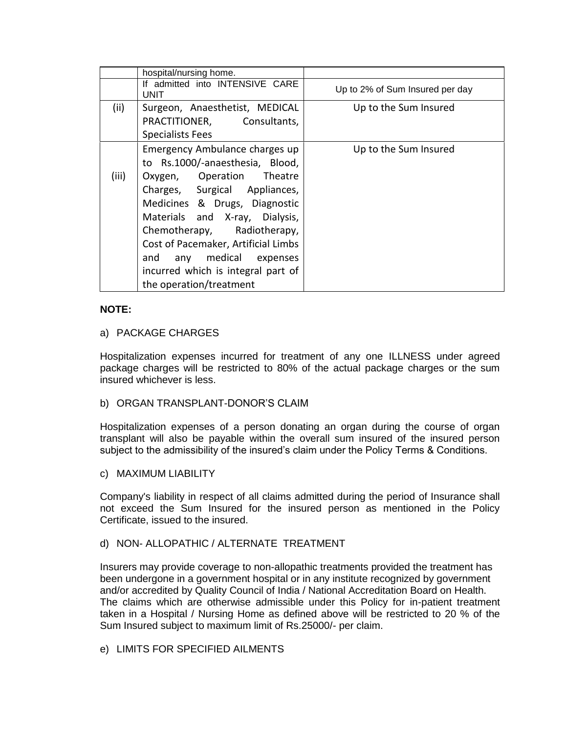|  |  |  |
|---|---|---|
|  | hospital/nursing home. |  |
|  | If admitted into INTENSIVE CARE UNIT | Up to 2% of Sum Insured per day |
| (ii) | Surgeon, Anaesthetist, MEDICAL PRACTITIONER, Consultants, Specialists Fees | Up to the Sum Insured |
| (iii) | Emergency Ambulance charges up to Rs.1000/-anaesthesia, Blood, Oxygen, Operation Theatre Charges, Surgical Appliances, Medicines & Drugs, Diagnostic Materials and X-ray, Dialysis, Chemotherapy, Radiotherapy, Cost of Pacemaker, Artificial Limbs and any medical expenses incurred which is integral part of the operation/treatment | Up to the Sum Insured |

**NOTE:**

a) PACKAGE CHARGES

Hospitalization expenses incurred for treatment of any one ILLNESS under agreed package charges will be restricted to 80% of the actual package charges or the sum insured whichever is less.

b) ORGAN TRANSPLANT-DONOR'S CLAIM

Hospitalization expenses of a person donating an organ during the course of organ transplant will also be payable within the overall sum insured of the insured person subject to the admissibility of the insured's claim under the Policy Terms & Conditions.

c) MAXIMUM LIABILITY

Company's liability in respect of all claims admitted during the period of Insurance shall not exceed the Sum Insured for the insured person as mentioned in the Policy Certificate, issued to the insured.

d) NON- ALLOPATHIC / ALTERNATE TREATMENT

Insurers may provide coverage to non-allopathic treatments provided the treatment has been undergone in a government hospital or in any institute recognized by government and/or accredited by Quality Council of India / National Accreditation Board on Health. The claims which are otherwise admissible under this Policy for in-patient treatment taken in a Hospital / Nursing Home as defined above will be restricted to 20 % of the Sum Insured subject to maximum limit of Rs.25000/- per claim.

e) LIMITS FOR SPECIFIED AILMENTS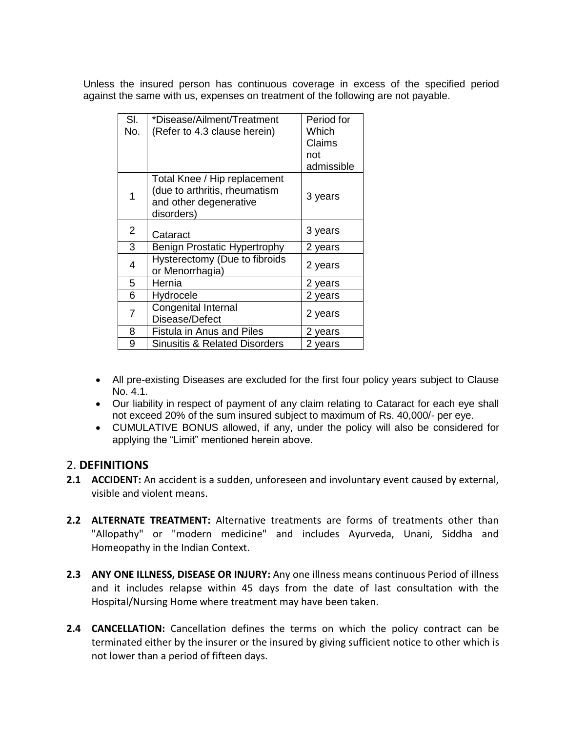Unless the insured person has continuous coverage in excess of the specified period against the same with us, expenses on treatment of the following are not payable.

| Sl. No. | *Disease/Ailment/Treatment (Refer to 4.3 clause herein) | Period for Which Claims not admissible |
|---|---|---|
| 1 | Total Knee / Hip replacement (due to arthritis, rheumatism and other degenerative disorders) | 3 years |
| 2 | Cataract | 3 years |
| 3 | Benign Prostatic Hypertrophy | 2 years |
| 4 | Hysterectomy (Due to fibroids or Menorrhagia) | 2 years |
| 5 | Hernia | 2 years |
| 6 | Hydrocele | 2 years |
| 7 | Congenital Internal Disease/Defect | 2 years |
| 8 | Fistula in Anus and Piles | 2 years |
| 9 | Sinusitis & Related Disorders | 2 years |

- All pre-existing Diseases are excluded for the first four policy years subject to Clause No. 4.1.
- Our liability in respect of payment of any claim relating to Cataract for each eye shall not exceed 20% of the sum insured subject to maximum of Rs. 40,000/- per eye.
- CUMULATIVE BONUS allowed, if any, under the policy will also be considered for applying the "Limit" mentioned herein above.

## 2. DEFINITIONS

**2.1 ACCIDENT:** An accident is a sudden, unforeseen and involuntary event caused by external, visible and violent means.

**2.2 ALTERNATE TREATMENT:** Alternative treatments are forms of treatments other than "Allopathy" or "modern medicine" and includes Ayurveda, Unani, Siddha and Homeopathy in the Indian Context.

**2.3 ANY ONE ILLNESS, DISEASE OR INJURY:** Any one illness means continuous Period of illness and it includes relapse within 45 days from the date of last consultation with the Hospital/Nursing Home where treatment may have been taken.

**2.4 CANCELLATION:** Cancellation defines the terms on which the policy contract can be terminated either by the insurer or the insured by giving sufficient notice to other which is not lower than a period of fifteen days.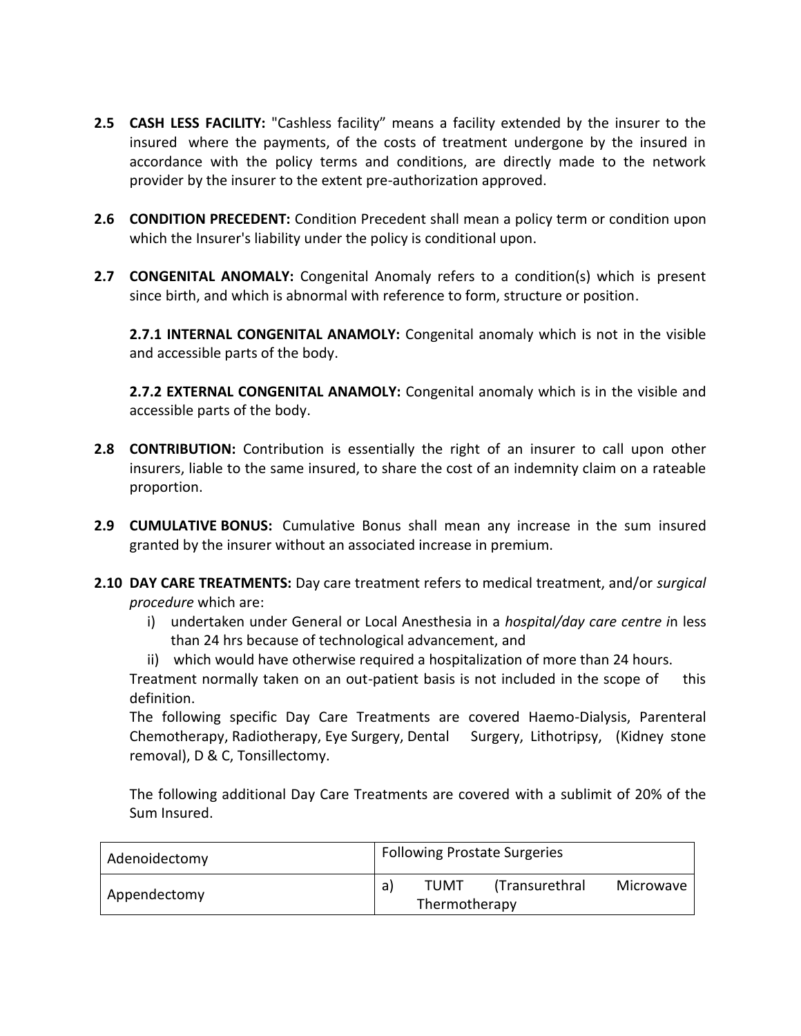**2.5 CASH LESS FACILITY:** "Cashless facility" means a facility extended by the insurer to the insured where the payments, of the costs of treatment undergone by the insured in accordance with the policy terms and conditions, are directly made to the network provider by the insurer to the extent pre-authorization approved.

**2.6 CONDITION PRECEDENT:** Condition Precedent shall mean a policy term or condition upon which the Insurer's liability under the policy is conditional upon.

**2.7 CONGENITAL ANOMALY:** Congenital Anomaly refers to a condition(s) which is present since birth, and which is abnormal with reference to form, structure or position.

**2.7.1 INTERNAL CONGENITAL ANAMOLY:** Congenital anomaly which is not in the visible and accessible parts of the body.

**2.7.2 EXTERNAL CONGENITAL ANAMOLY:** Congenital anomaly which is in the visible and accessible parts of the body.

**2.8 CONTRIBUTION:** Contribution is essentially the right of an insurer to call upon other insurers, liable to the same insured, to share the cost of an indemnity claim on a rateable proportion.

**2.9 CUMULATIVE BONUS:** Cumulative Bonus shall mean any increase in the sum insured granted by the insurer without an associated increase in premium.

**2.10 DAY CARE TREATMENTS:** Day care treatment refers to medical treatment, and/or *surgical procedure* which are:

i) undertaken under General or Local Anesthesia in a *hospital/day care centre i*n less than 24 hrs because of technological advancement, and

ii) which would have otherwise required a hospitalization of more than 24 hours.

Treatment normally taken on an out-patient basis is not included in the scope of this definition.

The following specific Day Care Treatments are covered Haemo-Dialysis, Parenteral Chemotherapy, Radiotherapy, Eye Surgery, Dental Surgery, Lithotripsy, (Kidney stone removal), D & C, Tonsillectomy.

The following additional Day Care Treatments are covered with a sublimit of 20% of the Sum Insured.

| Adenoidectomy | Following Prostate Surgeries |
|---|---|
| Appendectomy | a) TUMT (Transurethral Microwave Thermotherapy |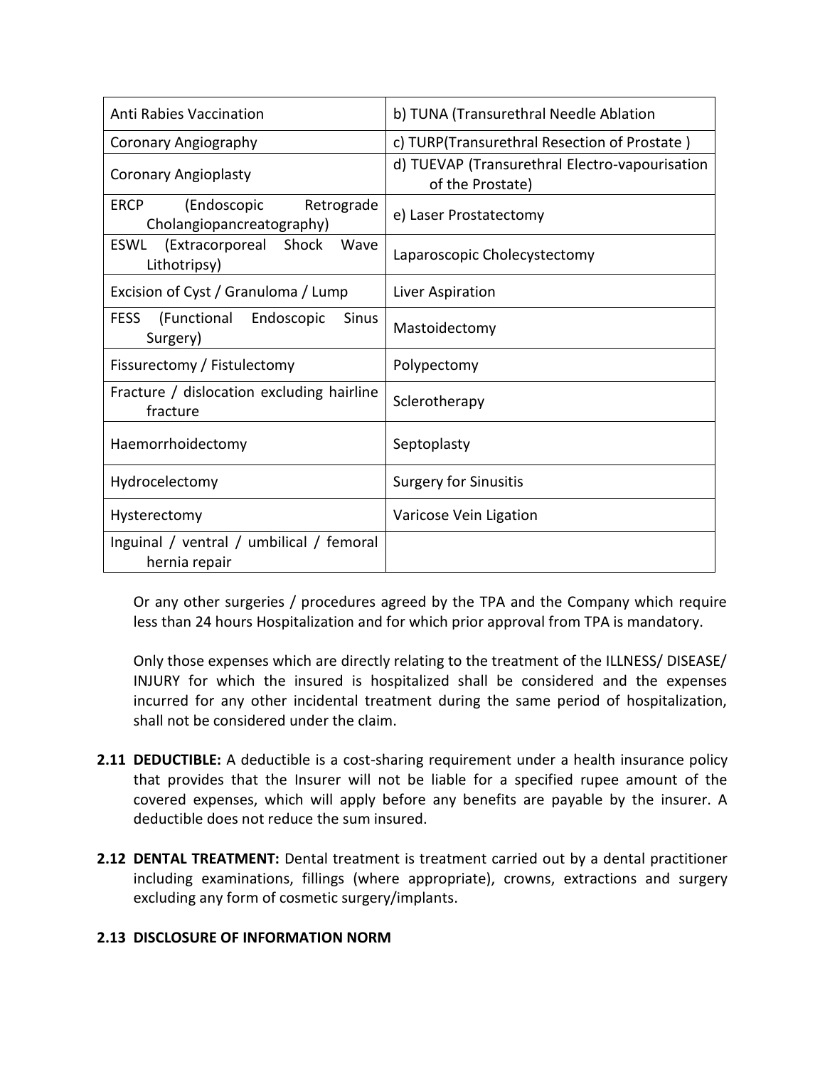| Anti Rabies Vaccination | b) TUNA (Transurethral Needle Ablation |
|---|---|
| Coronary Angiography | c) TURP(Transurethral Resection of Prostate ) |
| Coronary Angioplasty | d) TUEVAP (Transurethral Electro-vapourisation of the Prostate) |
| ERCP (Endoscopic Retrograde Cholangiopancreatography) | e) Laser Prostatectomy |
| ESWL (Extracorporeal Shock Wave Lithotripsy) | Laparoscopic Cholecystectomy |
| Excision of Cyst / Granuloma / Lump | Liver Aspiration |
| FESS (Functional Endoscopic Sinus Surgery) | Mastoidectomy |
| Fissurectomy / Fistulectomy | Polypectomy |
| Fracture / dislocation excluding hairline fracture | Sclerotherapy |
| Haemorrhoidectomy | Septoplasty |
| Hydrocelectomy | Surgery for Sinusitis |
| Hysterectomy | Varicose Vein Ligation |
| Inguinal / ventral / umbilical / femoral hernia repair | |

Or any other surgeries / procedures agreed by the TPA and the Company which require less than 24 hours Hospitalization and for which prior approval from TPA is mandatory.

Only those expenses which are directly relating to the treatment of the ILLNESS/ DISEASE/ INJURY for which the insured is hospitalized shall be considered and the expenses incurred for any other incidental treatment during the same period of hospitalization, shall not be considered under the claim.

**2.11 DEDUCTIBLE:** A deductible is a cost-sharing requirement under a health insurance policy that provides that the Insurer will not be liable for a specified rupee amount of the covered expenses, which will apply before any benefits are payable by the insurer. A deductible does not reduce the sum insured.

**2.12 DENTAL TREATMENT:** Dental treatment is treatment carried out by a dental practitioner including examinations, fillings (where appropriate), crowns, extractions and surgery excluding any form of cosmetic surgery/implants.

**2.13 DISCLOSURE OF INFORMATION NORM**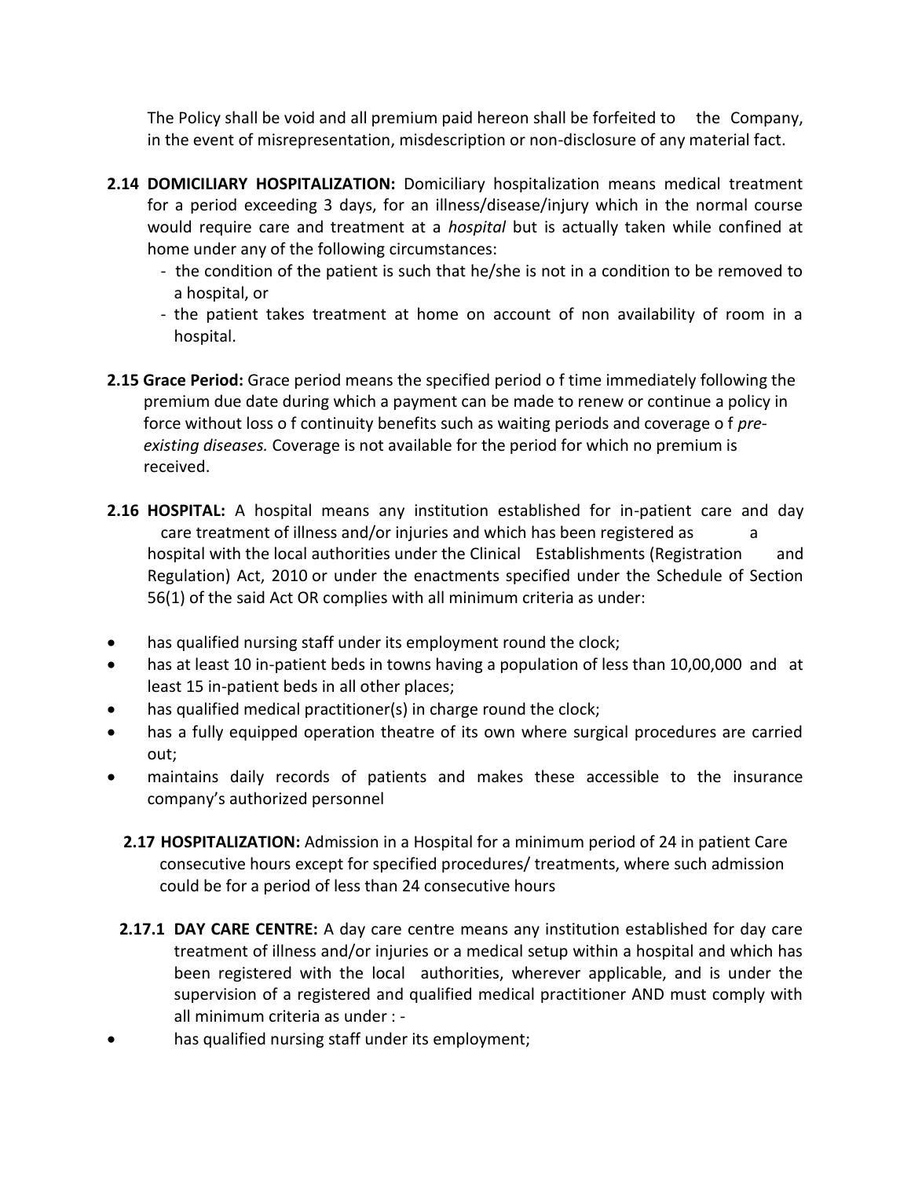The Policy shall be void and all premium paid hereon shall be forfeited to the Company, in the event of misrepresentation, misdescription or non-disclosure of any material fact.

**2.14 DOMICILIARY HOSPITALIZATION:** Domiciliary hospitalization means medical treatment for a period exceeding 3 days, for an illness/disease/injury which in the normal course would require care and treatment at a *hospital* but is actually taken while confined at home under any of the following circumstances:

- the condition of the patient is such that he/she is not in a condition to be removed to a hospital, or
- the patient takes treatment at home on account of non availability of room in a hospital.

**2.15 Grace Period:** Grace period means the specified period o f time immediately following the premium due date during which a payment can be made to renew or continue a policy in force without loss o f continuity benefits such as waiting periods and coverage o f *pre-existing diseases.* Coverage is not available for the period for which no premium is received.

**2.16 HOSPITAL:** A hospital means any institution established for in-patient care and day care treatment of illness and/or injuries and which has been registered as a hospital with the local authorities under the Clinical Establishments (Registration and Regulation) Act, 2010 or under the enactments specified under the Schedule of Section 56(1) of the said Act OR complies with all minimum criteria as under:

- has qualified nursing staff under its employment round the clock;
- has at least 10 in-patient beds in towns having a population of less than 10,00,000 and at least 15 in-patient beds in all other places;
- has qualified medical practitioner(s) in charge round the clock;
- has a fully equipped operation theatre of its own where surgical procedures are carried out;
- maintains daily records of patients and makes these accessible to the insurance company's authorized personnel

**2.17 HOSPITALIZATION:** Admission in a Hospital for a minimum period of 24 in patient Care consecutive hours except for specified procedures/ treatments, where such admission could be for a period of less than 24 consecutive hours

**2.17.1 DAY CARE CENTRE:** A day care centre means any institution established for day care treatment of illness and/or injuries or a medical setup within a hospital and which has been registered with the local authorities, wherever applicable, and is under the supervision of a registered and qualified medical practitioner AND must comply with all minimum criteria as under : -

- has qualified nursing staff under its employment;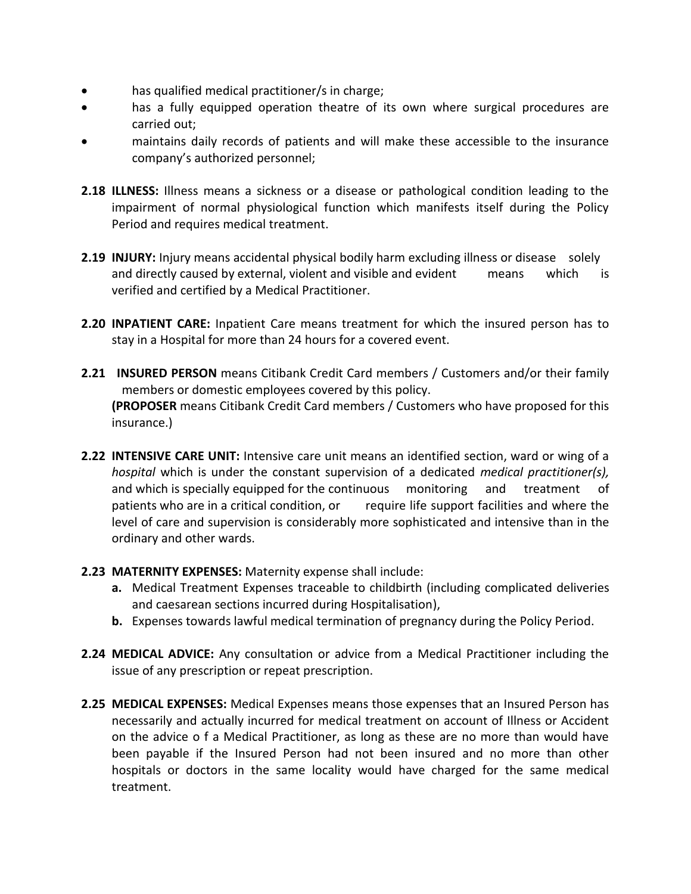- has qualified medical practitioner/s in charge;
- has a fully equipped operation theatre of its own where surgical procedures are carried out;
- maintains daily records of patients and will make these accessible to the insurance company's authorized personnel;

**2.18 ILLNESS:** Illness means a sickness or a disease or pathological condition leading to the impairment of normal physiological function which manifests itself during the Policy Period and requires medical treatment.

**2.19 INJURY:** Injury means accidental physical bodily harm excluding illness or disease solely and directly caused by external, violent and visible and evident means which is verified and certified by a Medical Practitioner.

**2.20 INPATIENT CARE:** Inpatient Care means treatment for which the insured person has to stay in a Hospital for more than 24 hours for a covered event.

**2.21 INSURED PERSON** means Citibank Credit Card members / Customers and/or their family members or domestic employees covered by this policy.
**(PROPOSER** means Citibank Credit Card members / Customers who have proposed for this insurance.)

**2.22 INTENSIVE CARE UNIT:** Intensive care unit means an identified section, ward or wing of a *hospital* which is under the constant supervision of a dedicated *medical practitioner(s),* and which is specially equipped for the continuous monitoring and treatment of patients who are in a critical condition, or require life support facilities and where the level of care and supervision is considerably more sophisticated and intensive than in the ordinary and other wards.

**2.23 MATERNITY EXPENSES:** Maternity expense shall include:

- **a.** Medical Treatment Expenses traceable to childbirth (including complicated deliveries and caesarean sections incurred during Hospitalisation),
- **b.** Expenses towards lawful medical termination of pregnancy during the Policy Period.

**2.24 MEDICAL ADVICE:** Any consultation or advice from a Medical Practitioner including the issue of any prescription or repeat prescription.

**2.25 MEDICAL EXPENSES:** Medical Expenses means those expenses that an Insured Person has necessarily and actually incurred for medical treatment on account of Illness or Accident on the advice o f a Medical Practitioner, as long as these are no more than would have been payable if the Insured Person had not been insured and no more than other hospitals or doctors in the same locality would have charged for the same medical treatment.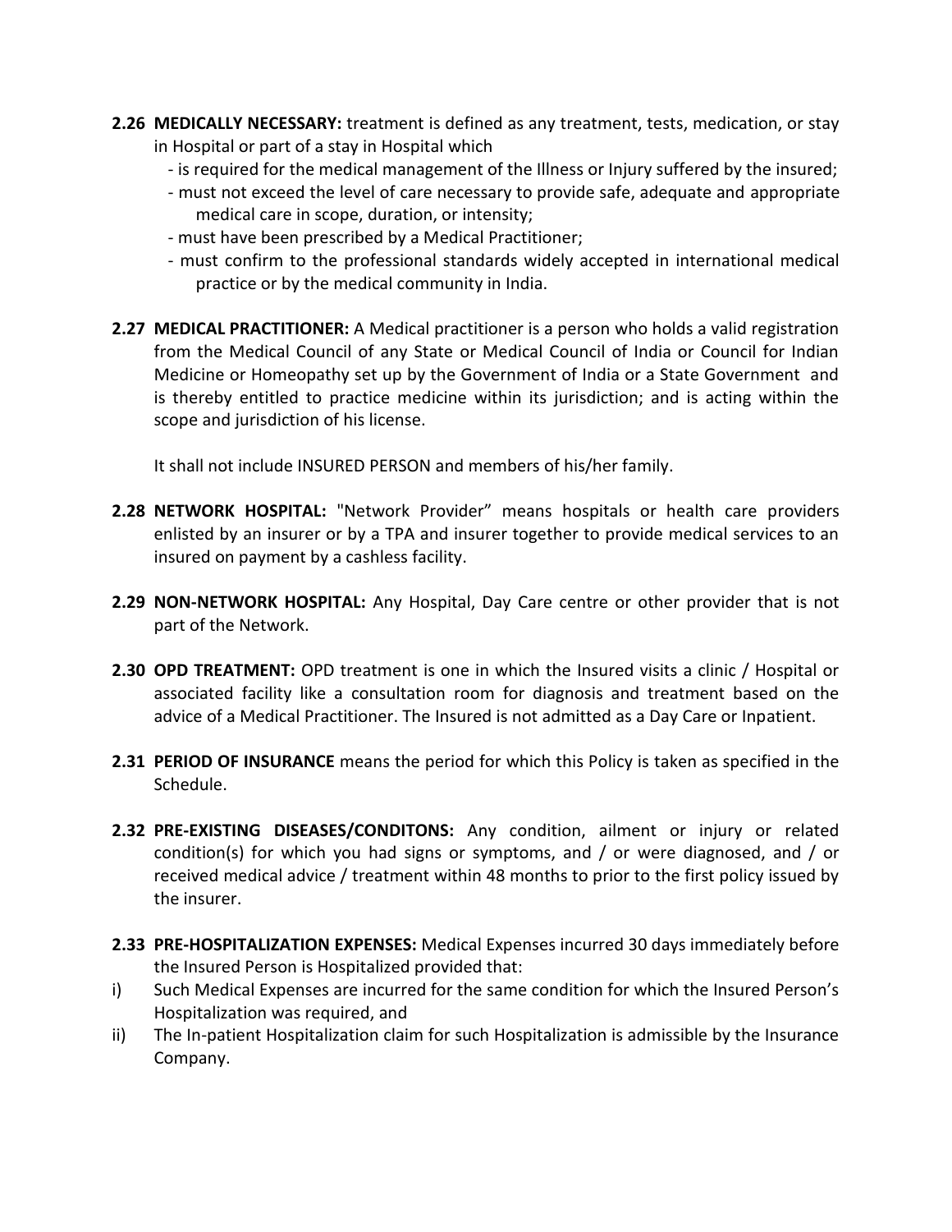**2.26 MEDICALLY NECESSARY:** treatment is defined as any treatment, tests, medication, or stay in Hospital or part of a stay in Hospital which

- is required for the medical management of the Illness or Injury suffered by the insured;
- must not exceed the level of care necessary to provide safe, adequate and appropriate medical care in scope, duration, or intensity;
- must have been prescribed by a Medical Practitioner;
- must confirm to the professional standards widely accepted in international medical practice or by the medical community in India.

**2.27 MEDICAL PRACTITIONER:** A Medical practitioner is a person who holds a valid registration from the Medical Council of any State or Medical Council of India or Council for Indian Medicine or Homeopathy set up by the Government of India or a State Government and is thereby entitled to practice medicine within its jurisdiction; and is acting within the scope and jurisdiction of his license.

It shall not include INSURED PERSON and members of his/her family.

**2.28 NETWORK HOSPITAL:** "Network Provider" means hospitals or health care providers enlisted by an insurer or by a TPA and insurer together to provide medical services to an insured on payment by a cashless facility.

**2.29 NON-NETWORK HOSPITAL:** Any Hospital, Day Care centre or other provider that is not part of the Network.

**2.30 OPD TREATMENT:** OPD treatment is one in which the Insured visits a clinic / Hospital or associated facility like a consultation room for diagnosis and treatment based on the advice of a Medical Practitioner. The Insured is not admitted as a Day Care or Inpatient.

**2.31 PERIOD OF INSURANCE** means the period for which this Policy is taken as specified in the Schedule.

**2.32 PRE-EXISTING DISEASES/CONDITONS:** Any condition, ailment or injury or related condition(s) for which you had signs or symptoms, and / or were diagnosed, and / or received medical advice / treatment within 48 months to prior to the first policy issued by the insurer.

**2.33 PRE-HOSPITALIZATION EXPENSES:** Medical Expenses incurred 30 days immediately before the Insured Person is Hospitalized provided that:

i) Such Medical Expenses are incurred for the same condition for which the Insured Person's Hospitalization was required, and

ii) The In-patient Hospitalization claim for such Hospitalization is admissible by the Insurance Company.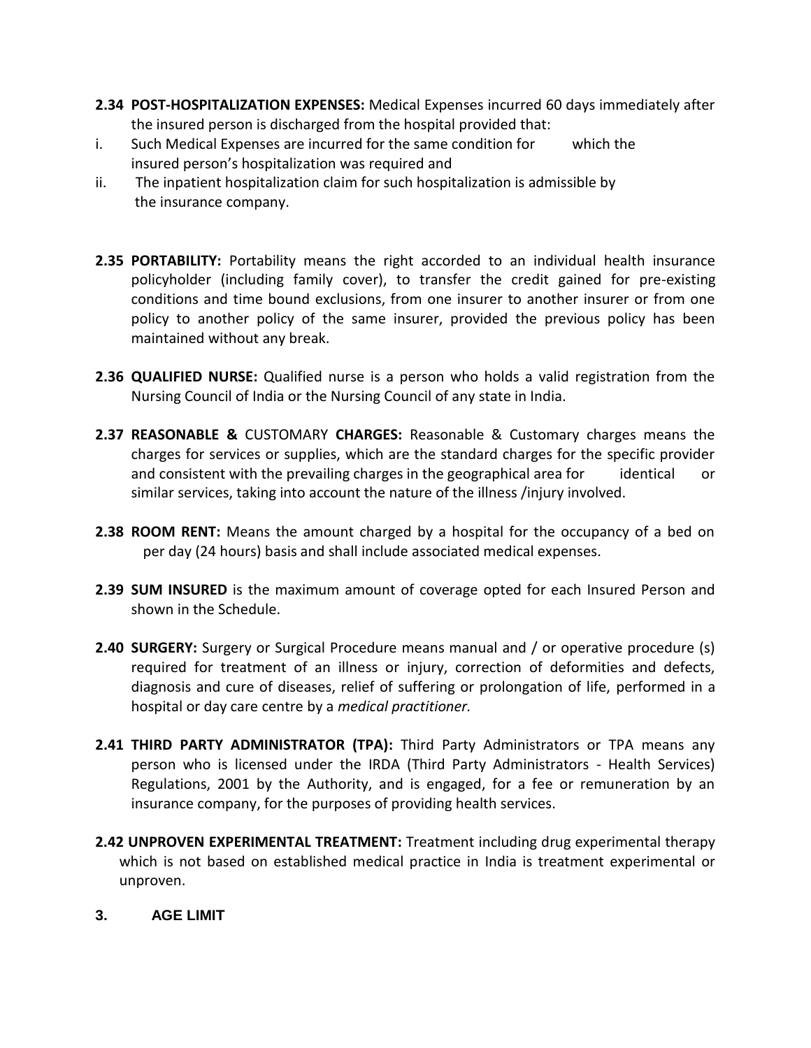**2.34 POST-HOSPITALIZATION EXPENSES:** Medical Expenses incurred 60 days immediately after the insured person is discharged from the hospital provided that:

i. Such Medical Expenses are incurred for the same condition for which the insured person's hospitalization was required and

ii. The inpatient hospitalization claim for such hospitalization is admissible by the insurance company.

**2.35 PORTABILITY:** Portability means the right accorded to an individual health insurance policyholder (including family cover), to transfer the credit gained for pre-existing conditions and time bound exclusions, from one insurer to another insurer or from one policy to another policy of the same insurer, provided the previous policy has been maintained without any break.

**2.36 QUALIFIED NURSE:** Qualified nurse is a person who holds a valid registration from the Nursing Council of India or the Nursing Council of any state in India.

**2.37 REASONABLE &** CUSTOMARY **CHARGES:** Reasonable & Customary charges means the charges for services or supplies, which are the standard charges for the specific provider and consistent with the prevailing charges in the geographical area for identical or similar services, taking into account the nature of the illness /injury involved.

**2.38 ROOM RENT:** Means the amount charged by a hospital for the occupancy of a bed on per day (24 hours) basis and shall include associated medical expenses.

**2.39 SUM INSURED** is the maximum amount of coverage opted for each Insured Person and shown in the Schedule.

**2.40 SURGERY:** Surgery or Surgical Procedure means manual and / or operative procedure (s) required for treatment of an illness or injury, correction of deformities and defects, diagnosis and cure of diseases, relief of suffering or prolongation of life, performed in a hospital or day care centre by a *medical practitioner.*

**2.41 THIRD PARTY ADMINISTRATOR (TPA):** Third Party Administrators or TPA means any person who is licensed under the IRDA (Third Party Administrators - Health Services) Regulations, 2001 by the Authority, and is engaged, for a fee or remuneration by an insurance company, for the purposes of providing health services.

**2.42 UNPROVEN EXPERIMENTAL TREATMENT:** Treatment including drug experimental therapy which is not based on established medical practice in India is treatment experimental or unproven.

## 3. AGE LIMIT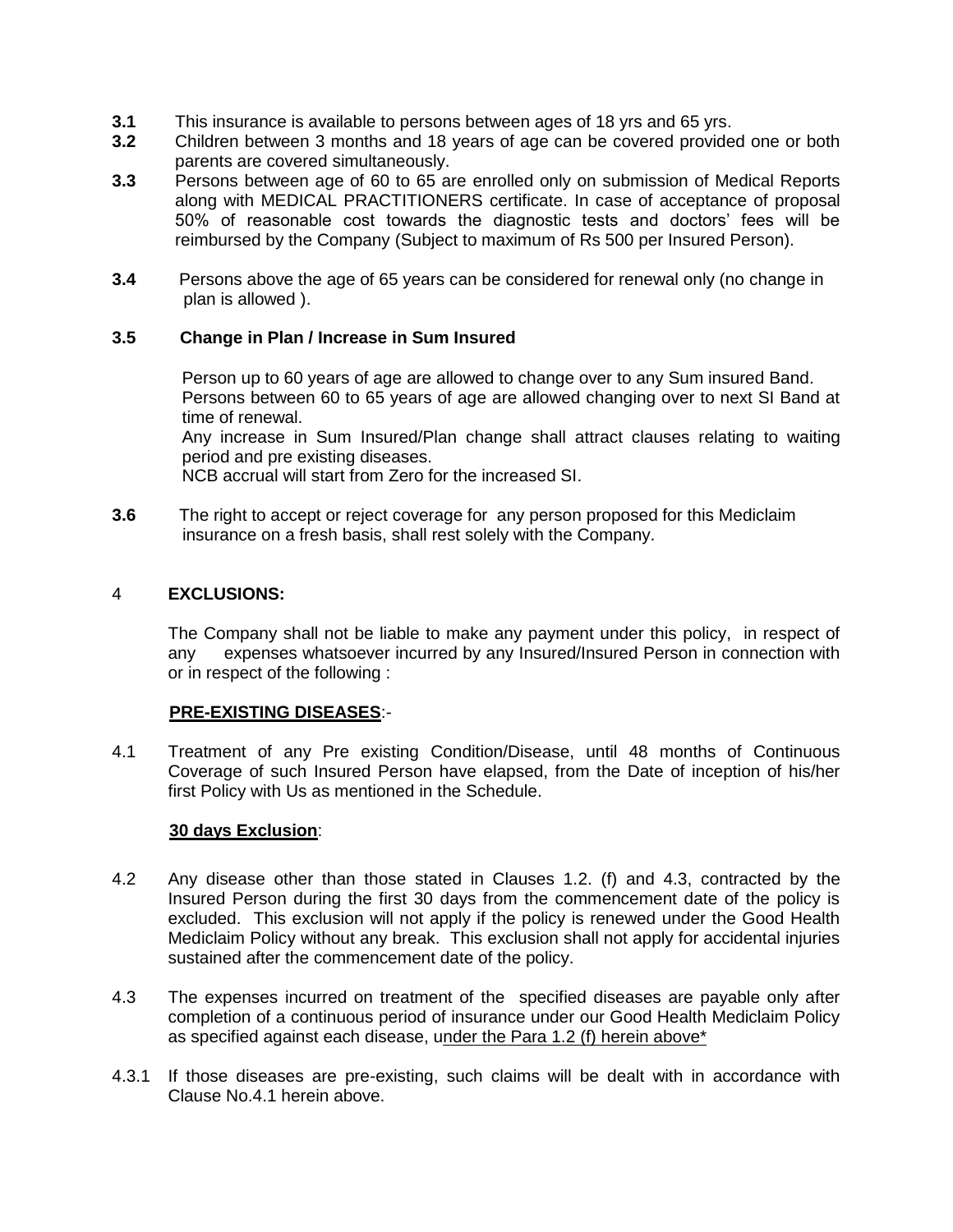**3.1** This insurance is available to persons between ages of 18 yrs and 65 yrs.

**3.2** Children between 3 months and 18 years of age can be covered provided one or both parents are covered simultaneously.

**3.3** Persons between age of 60 to 65 are enrolled only on submission of Medical Reports along with MEDICAL PRACTITIONERS certificate. In case of acceptance of proposal 50% of reasonable cost towards the diagnostic tests and doctors' fees will be reimbursed by the Company (Subject to maximum of Rs 500 per Insured Person).

**3.4** Persons above the age of 65 years can be considered for renewal only (no change in plan is allowed ).

**3.5 Change in Plan / Increase in Sum Insured**

Person up to 60 years of age are allowed to change over to any Sum insured Band.
Persons between 60 to 65 years of age are allowed changing over to next SI Band at time of renewal.
Any increase in Sum Insured/Plan change shall attract clauses relating to waiting period and pre existing diseases.
NCB accrual will start from Zero for the increased SI.

**3.6** The right to accept or reject coverage for any person proposed for this Mediclaim insurance on a fresh basis, shall rest solely with the Company.

## 4 EXCLUSIONS:

The Company shall not be liable to make any payment under this policy, in respect of any expenses whatsoever incurred by any Insured/Insured Person in connection with or in respect of the following :

**PRE-EXISTING DISEASES**:-

4.1 Treatment of any Pre existing Condition/Disease, until 48 months of Continuous Coverage of such Insured Person have elapsed, from the Date of inception of his/her first Policy with Us as mentioned in the Schedule.

**30 days Exclusion**:

4.2 Any disease other than those stated in Clauses 1.2. (f) and 4.3, contracted by the Insured Person during the first 30 days from the commencement date of the policy is excluded. This exclusion will not apply if the policy is renewed under the Good Health Mediclaim Policy without any break. This exclusion shall not apply for accidental injuries sustained after the commencement date of the policy.

4.3 The expenses incurred on treatment of the specified diseases are payable only after completion of a continuous period of insurance under our Good Health Mediclaim Policy as specified against each disease, under the Para 1.2 (f) herein above*

4.3.1 If those diseases are pre-existing, such claims will be dealt with in accordance with Clause No.4.1 herein above.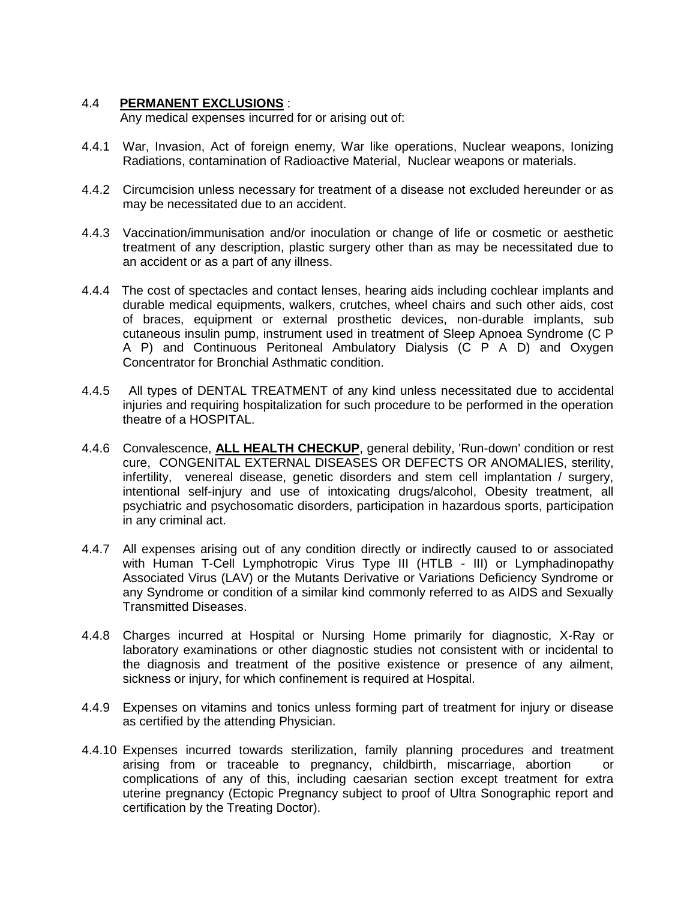4.4 **PERMANENT EXCLUSIONS** :

Any medical expenses incurred for or arising out of:

4.4.1 War, Invasion, Act of foreign enemy, War like operations, Nuclear weapons, Ionizing Radiations, contamination of Radioactive Material, Nuclear weapons or materials.

4.4.2 Circumcision unless necessary for treatment of a disease not excluded hereunder or as may be necessitated due to an accident.

4.4.3 Vaccination/immunisation and/or inoculation or change of life or cosmetic or aesthetic treatment of any description, plastic surgery other than as may be necessitated due to an accident or as a part of any illness.

4.4.4 The cost of spectacles and contact lenses, hearing aids including cochlear implants and durable medical equipments, walkers, crutches, wheel chairs and such other aids, cost of braces, equipment or external prosthetic devices, non-durable implants, sub cutaneous insulin pump, instrument used in treatment of Sleep Apnoea Syndrome (C P A P) and Continuous Peritoneal Ambulatory Dialysis (C P A D) and Oxygen Concentrator for Bronchial Asthmatic condition.

4.4.5 All types of DENTAL TREATMENT of any kind unless necessitated due to accidental injuries and requiring hospitalization for such procedure to be performed in the operation theatre of a HOSPITAL.

4.4.6 Convalescence, **ALL HEALTH CHECKUP**, general debility, 'Run-down' condition or rest cure, CONGENITAL EXTERNAL DISEASES OR DEFECTS OR ANOMALIES, sterility, infertility, venereal disease, genetic disorders and stem cell implantation / surgery, intentional self-injury and use of intoxicating drugs/alcohol, Obesity treatment, all psychiatric and psychosomatic disorders, participation in hazardous sports, participation in any criminal act.

4.4.7 All expenses arising out of any condition directly or indirectly caused to or associated with Human T-Cell Lymphotropic Virus Type III (HTLB - III) or Lymphadinopathy Associated Virus (LAV) or the Mutants Derivative or Variations Deficiency Syndrome or any Syndrome or condition of a similar kind commonly referred to as AIDS and Sexually Transmitted Diseases.

4.4.8 Charges incurred at Hospital or Nursing Home primarily for diagnostic, X-Ray or laboratory examinations or other diagnostic studies not consistent with or incidental to the diagnosis and treatment of the positive existence or presence of any ailment, sickness or injury, for which confinement is required at Hospital.

4.4.9 Expenses on vitamins and tonics unless forming part of treatment for injury or disease as certified by the attending Physician.

4.4.10 Expenses incurred towards sterilization, family planning procedures and treatment arising from or traceable to pregnancy, childbirth, miscarriage, abortion or complications of any of this, including caesarian section except treatment for extra uterine pregnancy (Ectopic Pregnancy subject to proof of Ultra Sonographic report and certification by the Treating Doctor).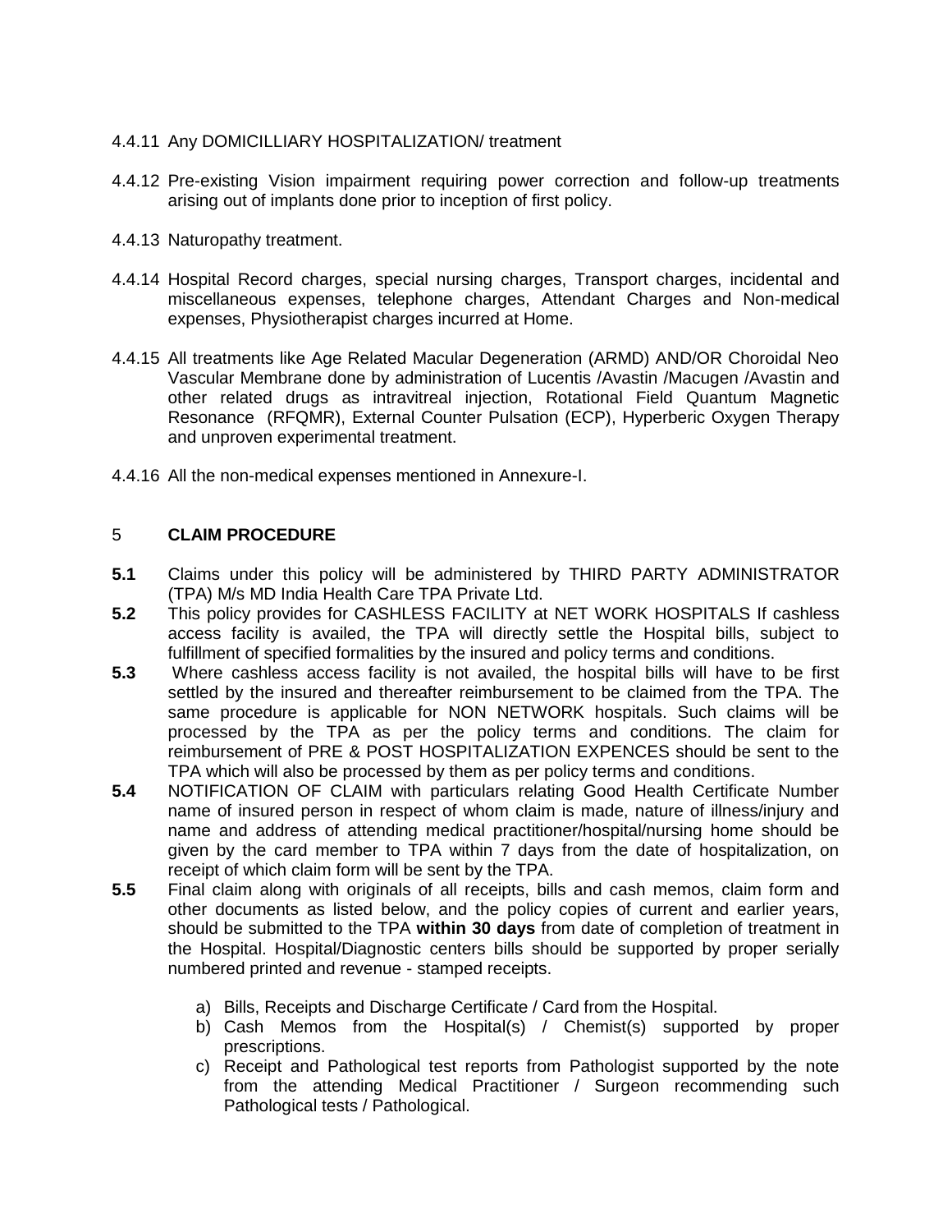4.4.11 Any DOMICILLIARY HOSPITALIZATION/ treatment

4.4.12 Pre-existing Vision impairment requiring power correction and follow-up treatments arising out of implants done prior to inception of first policy.

4.4.13 Naturopathy treatment.

4.4.14 Hospital Record charges, special nursing charges, Transport charges, incidental and miscellaneous expenses, telephone charges, Attendant Charges and Non-medical expenses, Physiotherapist charges incurred at Home.

4.4.15 All treatments like Age Related Macular Degeneration (ARMD) AND/OR Choroidal Neo Vascular Membrane done by administration of Lucentis /Avastin /Macugen /Avastin and other related drugs as intravitreal injection, Rotational Field Quantum Magnetic Resonance (RFQMR), External Counter Pulsation (ECP), Hyperberic Oxygen Therapy and unproven experimental treatment.

4.4.16 All the non-medical expenses mentioned in Annexure-I.

## 5 CLAIM PROCEDURE

**5.1** Claims under this policy will be administered by THIRD PARTY ADMINISTRATOR (TPA) M/s MD India Health Care TPA Private Ltd.

**5.2** This policy provides for CASHLESS FACILITY at NET WORK HOSPITALS If cashless access facility is availed, the TPA will directly settle the Hospital bills, subject to fulfillment of specified formalities by the insured and policy terms and conditions.

**5.3** Where cashless access facility is not availed, the hospital bills will have to be first settled by the insured and thereafter reimbursement to be claimed from the TPA. The same procedure is applicable for NON NETWORK hospitals. Such claims will be processed by the TPA as per the policy terms and conditions. The claim for reimbursement of PRE & POST HOSPITALIZATION EXPENCES should be sent to the TPA which will also be processed by them as per policy terms and conditions.

**5.4** NOTIFICATION OF CLAIM with particulars relating Good Health Certificate Number name of insured person in respect of whom claim is made, nature of illness/injury and name and address of attending medical practitioner/hospital/nursing home should be given by the card member to TPA within 7 days from the date of hospitalization, on receipt of which claim form will be sent by the TPA.

**5.5** Final claim along with originals of all receipts, bills and cash memos, claim form and other documents as listed below, and the policy copies of current and earlier years, should be submitted to the TPA **within 30 days** from date of completion of treatment in the Hospital. Hospital/Diagnostic centers bills should be supported by proper serially numbered printed and revenue - stamped receipts.

a) Bills, Receipts and Discharge Certificate / Card from the Hospital.
b) Cash Memos from the Hospital(s) / Chemist(s) supported by proper prescriptions.
c) Receipt and Pathological test reports from Pathologist supported by the note from the attending Medical Practitioner / Surgeon recommending such Pathological tests / Pathological.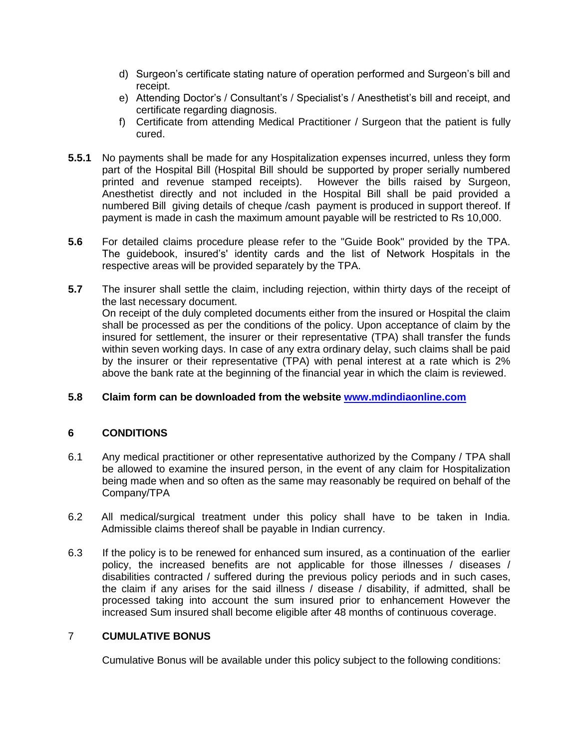d) Surgeon's certificate stating nature of operation performed and Surgeon's bill and receipt.
e) Attending Doctor's / Consultant's / Specialist's / Anesthetist's bill and receipt, and certificate regarding diagnosis.
f) Certificate from attending Medical Practitioner / Surgeon that the patient is fully cured.

**5.5.1** No payments shall be made for any Hospitalization expenses incurred, unless they form part of the Hospital Bill (Hospital Bill should be supported by proper serially numbered printed and revenue stamped receipts). However the bills raised by Surgeon, Anesthetist directly and not included in the Hospital Bill shall be paid provided a numbered Bill giving details of cheque /cash payment is produced in support thereof. If payment is made in cash the maximum amount payable will be restricted to Rs 10,000.

**5.6** For detailed claims procedure please refer to the "Guide Book" provided by the TPA. The guidebook, insured's' identity cards and the list of Network Hospitals in the respective areas will be provided separately by the TPA.

**5.7** The insurer shall settle the claim, including rejection, within thirty days of the receipt of the last necessary document.
On receipt of the duly completed documents either from the insured or Hospital the claim shall be processed as per the conditions of the policy. Upon acceptance of claim by the insured for settlement, the insurer or their representative (TPA) shall transfer the funds within seven working days. In case of any extra ordinary delay, such claims shall be paid by the insurer or their representative (TPA) with penal interest at a rate which is 2% above the bank rate at the beginning of the financial year in which the claim is reviewed.

**5.8 Claim form can be downloaded from the website [www.mdindiaonline.com](http://www.mdindiaonline.com)**

## 6 CONDITIONS

6.1 Any medical practitioner or other representative authorized by the Company / TPA shall be allowed to examine the insured person, in the event of any claim for Hospitalization being made when and so often as the same may reasonably be required on behalf of the Company/TPA

6.2 All medical/surgical treatment under this policy shall have to be taken in India. Admissible claims thereof shall be payable in Indian currency.

6.3 If the policy is to be renewed for enhanced sum insured, as a continuation of the earlier policy, the increased benefits are not applicable for those illnesses / diseases / disabilities contracted / suffered during the previous policy periods and in such cases, the claim if any arises for the said illness / disease / disability, if admitted, shall be processed taking into account the sum insured prior to enhancement However the increased Sum insured shall become eligible after 48 months of continuous coverage.

## 7 CUMULATIVE BONUS

Cumulative Bonus will be available under this policy subject to the following conditions: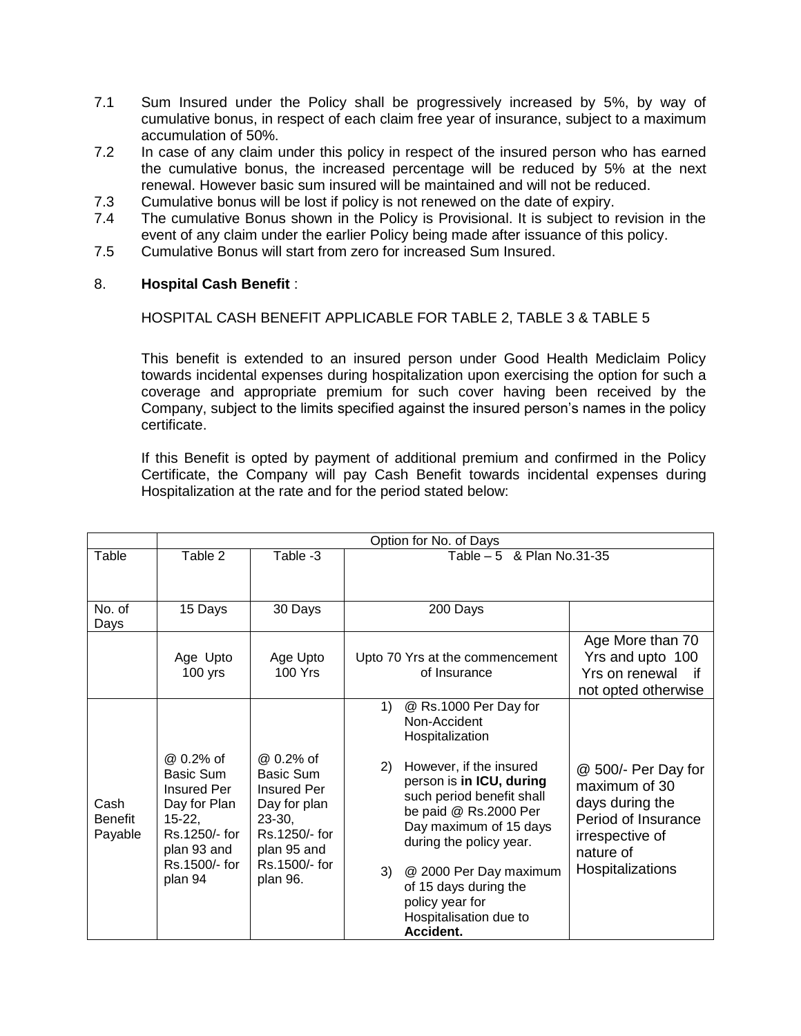7.1 Sum Insured under the Policy shall be progressively increased by 5%, by way of cumulative bonus, in respect of each claim free year of insurance, subject to a maximum accumulation of 50%.

7.2 In case of any claim under this policy in respect of the insured person who has earned the cumulative bonus, the increased percentage will be reduced by 5% at the next renewal. However basic sum insured will be maintained and will not be reduced.

7.3 Cumulative bonus will be lost if policy is not renewed on the date of expiry.

7.4 The cumulative Bonus shown in the Policy is Provisional. It is subject to revision in the event of any claim under the earlier Policy being made after issuance of this policy.

7.5 Cumulative Bonus will start from zero for increased Sum Insured.

8. **Hospital Cash Benefit** :

HOSPITAL CASH BENEFIT APPLICABLE FOR TABLE 2, TABLE 3 & TABLE 5

This benefit is extended to an insured person under Good Health Mediclaim Policy towards incidental expenses during hospitalization upon exercising the option for such a coverage and appropriate premium for such cover having been received by the Company, subject to the limits specified against the insured person's names in the policy certificate.

If this Benefit is opted by payment of additional premium and confirmed in the Policy Certificate, the Company will pay Cash Benefit towards incidental expenses during Hospitalization at the rate and for the period stated below:

| | Option for No. of Days | | | |
|---|---|---|---|---|
| Table | Table 2 | Table -3 | Table – 5 & Plan No.31-35 | |
| No. of Days | 15 Days | 30 Days | 200 Days | |
| | Age Upto 100 yrs | Age Upto 100 Yrs | Upto 70 Yrs at the commencement of Insurance | Age More than 70 Yrs and upto 100 Yrs on renewal if not opted otherwise |
| Cash Benefit Payable | @ 0.2% of Basic Sum Insured Per Day for Plan 15-22, Rs.1250/- for plan 93 and Rs.1500/- for plan 94 | @ 0.2% of Basic Sum Insured Per Day for plan 23-30, Rs.1250/- for plan 95 and Rs.1500/- for plan 96. | 1) @ Rs.1000 Per Day for Non-Accident Hospitalization<br>2) However, if the insured person is **in ICU, during** such period benefit shall be paid @ Rs.2000 Per Day maximum of 15 days during the policy year.<br>3) @ 2000 Per Day maximum of 15 days during the policy year for Hospitalisation due to **Accident.** | @ 500/- Per Day for maximum of 30 days during the Period of Insurance irrespective of nature of Hospitalizations |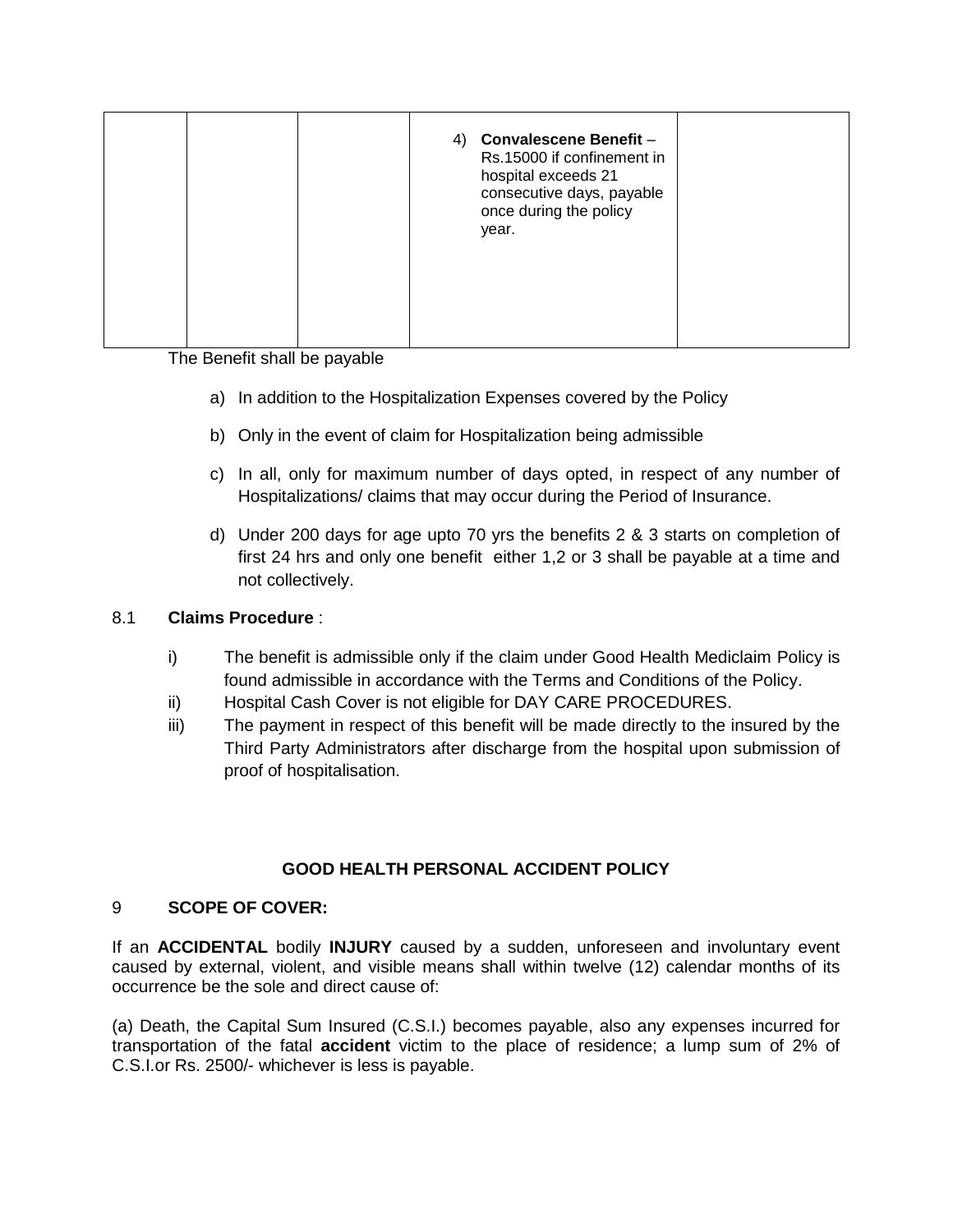| | | | 4) **Convalescene Benefit** – Rs.15000 if confinement in hospital exceeds 21 consecutive days, payable once during the policy year. | |
|---|---|---|---|---|

The Benefit shall be payable

a) In addition to the Hospitalization Expenses covered by the Policy

b) Only in the event of claim for Hospitalization being admissible

c) In all, only for maximum number of days opted, in respect of any number of Hospitalizations/ claims that may occur during the Period of Insurance.

d) Under 200 days for age upto 70 yrs the benefits 2 & 3 starts on completion of first 24 hrs and only one benefit either 1,2 or 3 shall be payable at a time and not collectively.

8.1 **Claims Procedure** :

i) The benefit is admissible only if the claim under Good Health Mediclaim Policy is found admissible in accordance with the Terms and Conditions of the Policy.

ii) Hospital Cash Cover is not eligible for DAY CARE PROCEDURES.

iii) The payment in respect of this benefit will be made directly to the insured by the Third Party Administrators after discharge from the hospital upon submission of proof of hospitalisation.

## GOOD HEALTH PERSONAL ACCIDENT POLICY

### 9 SCOPE OF COVER:

If an **ACCIDENTAL** bodily **INJURY** caused by a sudden, unforeseen and involuntary event caused by external, violent, and visible means shall within twelve (12) calendar months of its occurrence be the sole and direct cause of:

(a) Death, the Capital Sum Insured (C.S.I.) becomes payable, also any expenses incurred for transportation of the fatal **accident** victim to the place of residence; a lump sum of 2% of C.S.I.or Rs. 2500/- whichever is less is payable.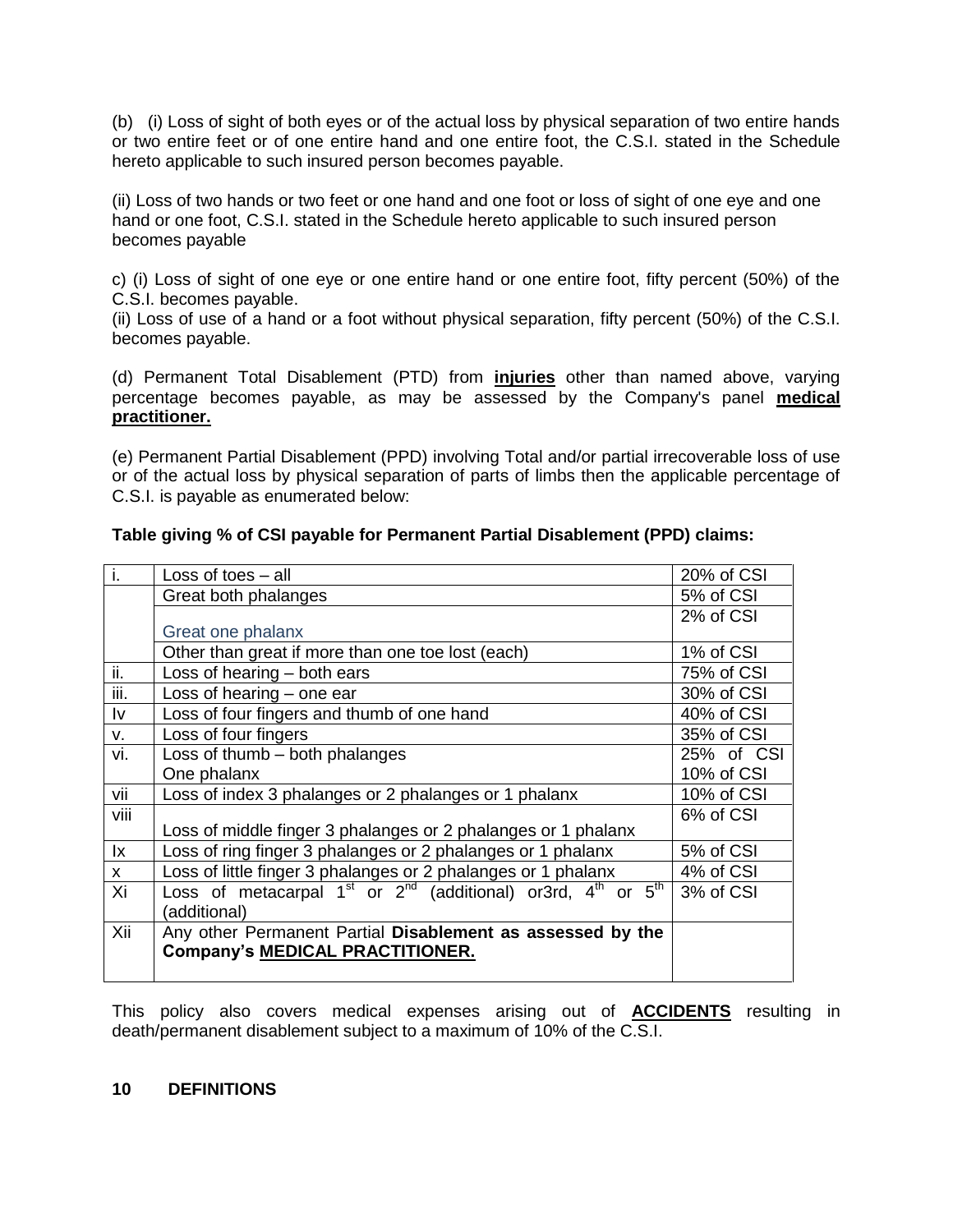(b) (i) Loss of sight of both eyes or of the actual loss by physical separation of two entire hands or two entire feet or of one entire hand and one entire foot, the C.S.I. stated in the Schedule hereto applicable to such insured person becomes payable.

(ii) Loss of two hands or two feet or one hand and one foot or loss of sight of one eye and one hand or one foot, C.S.I. stated in the Schedule hereto applicable to such insured person becomes payable

c) (i) Loss of sight of one eye or one entire hand or one entire foot, fifty percent (50%) of the C.S.I. becomes payable.

(ii) Loss of use of a hand or a foot without physical separation, fifty percent (50%) of the C.S.I. becomes payable.

(d) Permanent Total Disablement (PTD) from **injuries** other than named above, varying percentage becomes payable, as may be assessed by the Company's panel **medical practitioner.**

(e) Permanent Partial Disablement (PPD) involving Total and/or partial irrecoverable loss of use or of the actual loss by physical separation of parts of limbs then the applicable percentage of C.S.I. is payable as enumerated below:

**Table giving % of CSI payable for Permanent Partial Disablement (PPD) claims:**

| | | |
|---|---|---|
| i. | Loss of toes – all | 20% of CSI |
| | Great both phalanges | 5% of CSI |
| | Great one phalanx | 2% of CSI |
| | Other than great if more than one toe lost (each) | 1% of CSI |
| ii. | Loss of hearing – both ears | 75% of CSI |
| iii. | Loss of hearing – one ear | 30% of CSI |
| Iv | Loss of four fingers and thumb of one hand | 40% of CSI |
| v. | Loss of four fingers | 35% of CSI |
| vi. | Loss of thumb – both phalanges<br>One phalanx | 25% of CSI<br>10% of CSI |
| vii | Loss of index 3 phalanges or 2 phalanges or 1 phalanx | 10% of CSI |
| viii | Loss of middle finger 3 phalanges or 2 phalanges or 1 phalanx | 6% of CSI |
| Ix | Loss of ring finger 3 phalanges or 2 phalanges or 1 phalanx | 5% of CSI |
| x | Loss of little finger 3 phalanges or 2 phalanges or 1 phalanx | 4% of CSI |
| Xi | Loss of metacarpal 1st or 2nd (additional) or3rd, 4th or 5th (additional) | 3% of CSI |
| Xii | Any other Permanent Partial **Disablement as assessed by the Company's MEDICAL PRACTITIONER.** | |

This policy also covers medical expenses arising out of **ACCIDENTS** resulting in death/permanent disablement subject to a maximum of 10% of the C.S.I.

## 10 DEFINITIONS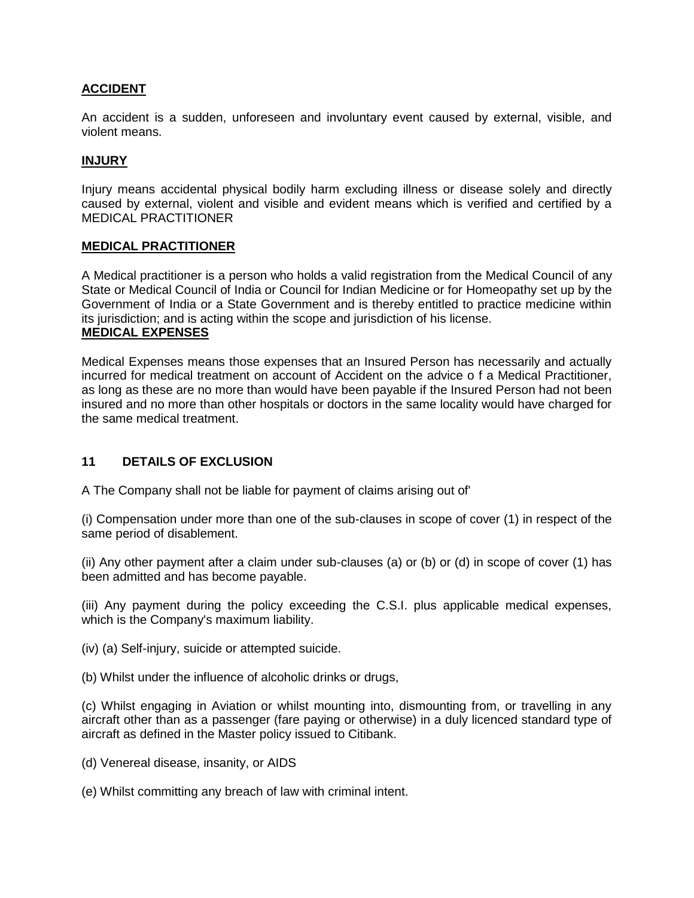**ACCIDENT**

An accident is a sudden, unforeseen and involuntary event caused by external, visible, and violent means.

**INJURY**

Injury means accidental physical bodily harm excluding illness or disease solely and directly caused by external, violent and visible and evident means which is verified and certified by a MEDICAL PRACTITIONER

**MEDICAL PRACTITIONER**

A Medical practitioner is a person who holds a valid registration from the Medical Council of any State or Medical Council of India or Council for Indian Medicine or for Homeopathy set up by the Government of India or a State Government and is thereby entitled to practice medicine within its jurisdiction; and is acting within the scope and jurisdiction of his license.

**MEDICAL EXPENSES**

Medical Expenses means those expenses that an Insured Person has necessarily and actually incurred for medical treatment on account of Accident on the advice o f a Medical Practitioner, as long as these are no more than would have been payable if the Insured Person had not been insured and no more than other hospitals or doctors in the same locality would have charged for the same medical treatment.

## 11 DETAILS OF EXCLUSION

A The Company shall not be liable for payment of claims arising out of'

(i) Compensation under more than one of the sub-clauses in scope of cover (1) in respect of the same period of disablement.

(ii) Any other payment after a claim under sub-clauses (a) or (b) or (d) in scope of cover (1) has been admitted and has become payable.

(iii) Any payment during the policy exceeding the C.S.I. plus applicable medical expenses, which is the Company's maximum liability.

(iv) (a) Self-injury, suicide or attempted suicide.

(b) Whilst under the influence of alcoholic drinks or drugs,

(c) Whilst engaging in Aviation or whilst mounting into, dismounting from, or travelling in any aircraft other than as a passenger (fare paying or otherwise) in a duly licenced standard type of aircraft as defined in the Master policy issued to Citibank.

(d) Venereal disease, insanity, or AIDS

(e) Whilst committing any breach of law with criminal intent.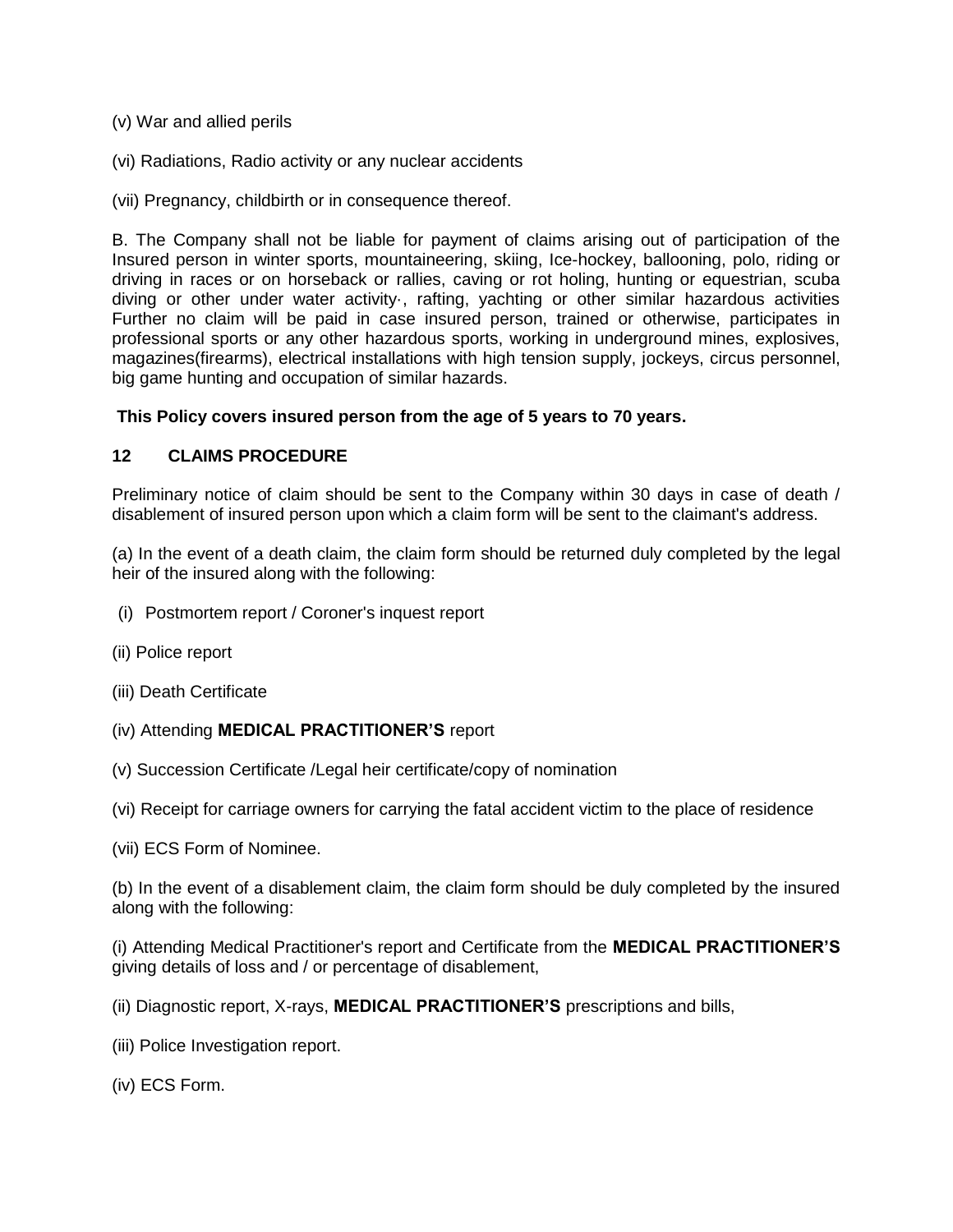(v) War and allied perils

(vi) Radiations, Radio activity or any nuclear accidents

(vii) Pregnancy, childbirth or in consequence thereof.

B. The Company shall not be liable for payment of claims arising out of participation of the Insured person in winter sports, mountaineering, skiing, Ice-hockey, ballooning, polo, riding or driving in races or on horseback or rallies, caving or rot holing, hunting or equestrian, scuba diving or other under water activity·, rafting, yachting or other similar hazardous activities Further no claim will be paid in case insured person, trained or otherwise, participates in professional sports or any other hazardous sports, working in underground mines, explosives, magazines(firearms), electrical installations with high tension supply, jockeys, circus personnel, big game hunting and occupation of similar hazards.

**This Policy covers insured person from the age of 5 years to 70 years.**

## 12 CLAIMS PROCEDURE

Preliminary notice of claim should be sent to the Company within 30 days in case of death / disablement of insured person upon which a claim form will be sent to the claimant's address.

(a) In the event of a death claim, the claim form should be returned duly completed by the legal heir of the insured along with the following:

(i) Postmortem report / Coroner's inquest report

(ii) Police report

(iii) Death Certificate

(iv) Attending **MEDICAL PRACTITIONER'S** report

(v) Succession Certificate /Legal heir certificate/copy of nomination

(vi) Receipt for carriage owners for carrying the fatal accident victim to the place of residence

(vii) ECS Form of Nominee.

(b) In the event of a disablement claim, the claim form should be duly completed by the insured along with the following:

(i) Attending Medical Practitioner's report and Certificate from the **MEDICAL PRACTITIONER'S** giving details of loss and / or percentage of disablement,

(ii) Diagnostic report, X-rays, **MEDICAL PRACTITIONER'S** prescriptions and bills,

(iii) Police Investigation report.

(iv) ECS Form.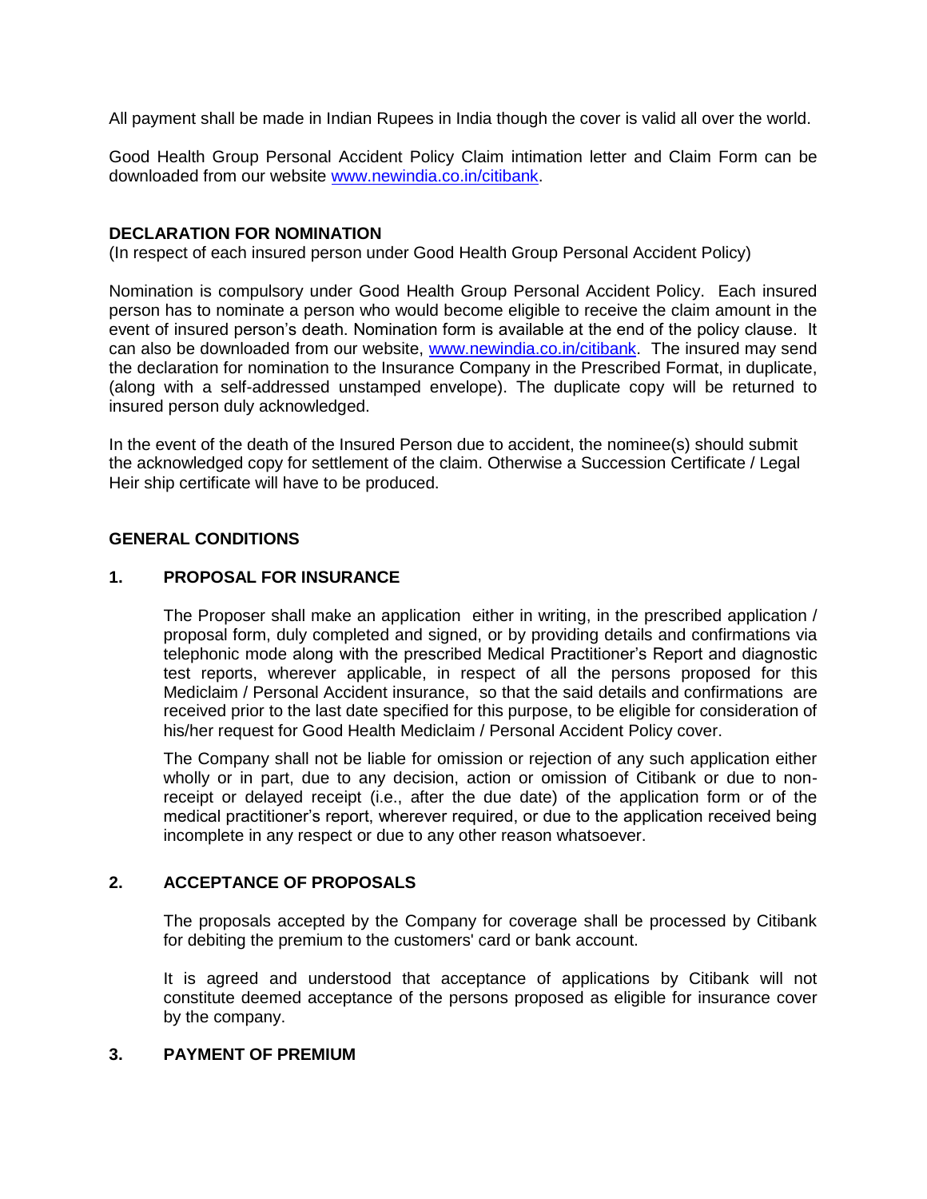All payment shall be made in Indian Rupees in India though the cover is valid all over the world.

Good Health Group Personal Accident Policy Claim intimation letter and Claim Form can be downloaded from our website www.newindia.co.in/citibank.

**DECLARATION FOR NOMINATION**

(In respect of each insured person under Good Health Group Personal Accident Policy)

Nomination is compulsory under Good Health Group Personal Accident Policy. Each insured person has to nominate a person who would become eligible to receive the claim amount in the event of insured person's death. Nomination form is available at the end of the policy clause. It can also be downloaded from our website, www.newindia.co.in/citibank. The insured may send the declaration for nomination to the Insurance Company in the Prescribed Format, in duplicate, (along with a self-addressed unstamped envelope). The duplicate copy will be returned to insured person duly acknowledged.

In the event of the death of the Insured Person due to accident, the nominee(s) should submit the acknowledged copy for settlement of the claim. Otherwise a Succession Certificate / Legal Heir ship certificate will have to be produced.

**GENERAL CONDITIONS**

**1. PROPOSAL FOR INSURANCE**

The Proposer shall make an application either in writing, in the prescribed application / proposal form, duly completed and signed, or by providing details and confirmations via telephonic mode along with the prescribed Medical Practitioner's Report and diagnostic test reports, wherever applicable, in respect of all the persons proposed for this Mediclaim / Personal Accident insurance, so that the said details and confirmations are received prior to the last date specified for this purpose, to be eligible for consideration of his/her request for Good Health Mediclaim / Personal Accident Policy cover.

The Company shall not be liable for omission or rejection of any such application either wholly or in part, due to any decision, action or omission of Citibank or due to non-receipt or delayed receipt (i.e., after the due date) of the application form or of the medical practitioner's report, wherever required, or due to the application received being incomplete in any respect or due to any other reason whatsoever.

**2. ACCEPTANCE OF PROPOSALS**

The proposals accepted by the Company for coverage shall be processed by Citibank for debiting the premium to the customers' card or bank account.

It is agreed and understood that acceptance of applications by Citibank will not constitute deemed acceptance of the persons proposed as eligible for insurance cover by the company.

**3. PAYMENT OF PREMIUM**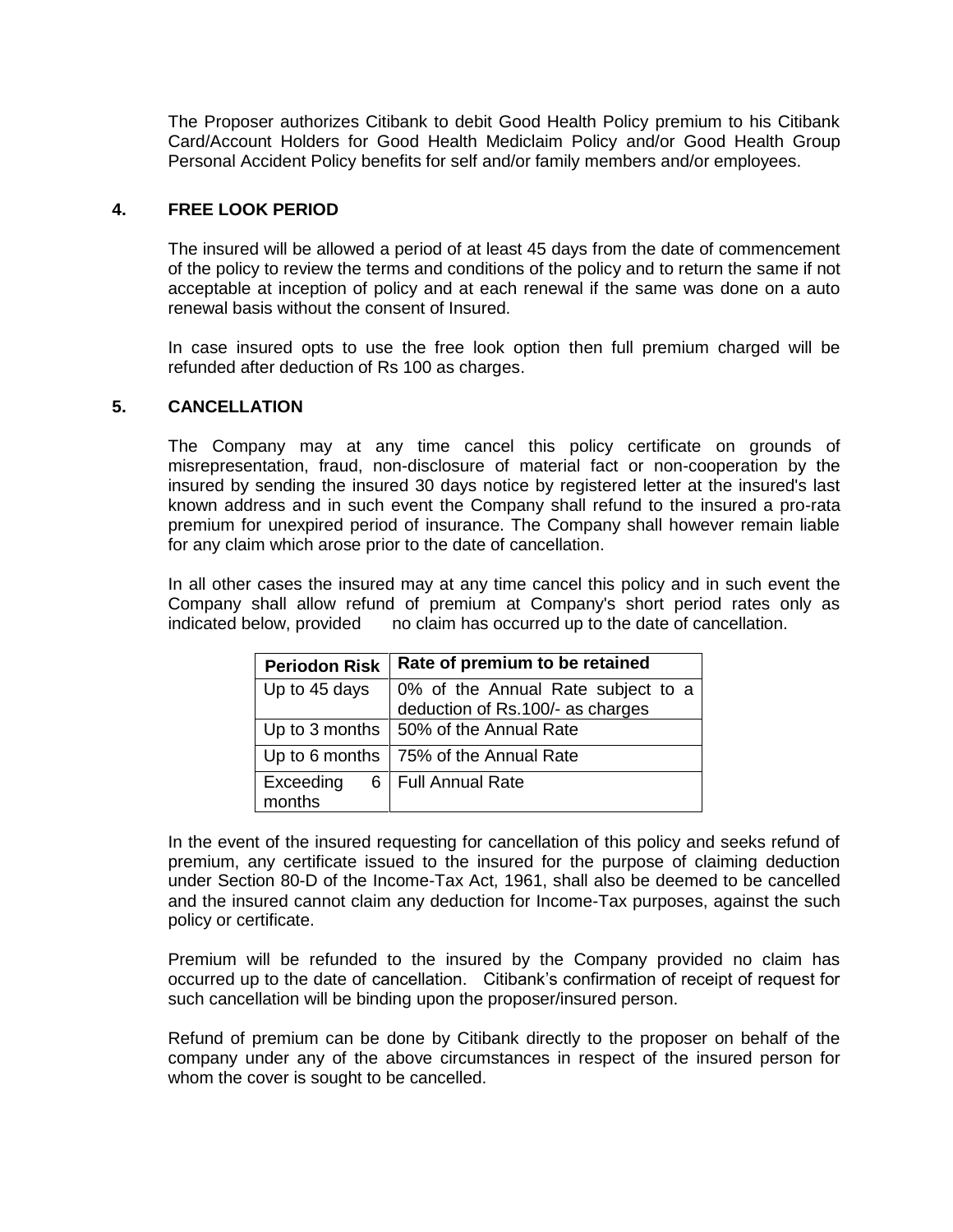The Proposer authorizes Citibank to debit Good Health Policy premium to his Citibank Card/Account Holders for Good Health Mediclaim Policy and/or Good Health Group Personal Accident Policy benefits for self and/or family members and/or employees.

## 4. FREE LOOK PERIOD

The insured will be allowed a period of at least 45 days from the date of commencement of the policy to review the terms and conditions of the policy and to return the same if not acceptable at inception of policy and at each renewal if the same was done on a auto renewal basis without the consent of Insured.

In case insured opts to use the free look option then full premium charged will be refunded after deduction of Rs 100 as charges.

## 5. CANCELLATION

The Company may at any time cancel this policy certificate on grounds of misrepresentation, fraud, non-disclosure of material fact or non-cooperation by the insured by sending the insured 30 days notice by registered letter at the insured's last known address and in such event the Company shall refund to the insured a pro-rata premium for unexpired period of insurance. The Company shall however remain liable for any claim which arose prior to the date of cancellation.

In all other cases the insured may at any time cancel this policy and in such event the Company shall allow refund of premium at Company's short period rates only as indicated below, provided no claim has occurred up to the date of cancellation.

| Periodon Risk | Rate of premium to be retained |
|---|---|
| Up to 45 days | 0% of the Annual Rate subject to a deduction of Rs.100/- as charges |
| Up to 3 months | 50% of the Annual Rate |
| Up to 6 months | 75% of the Annual Rate |
| Exceeding 6 months | Full Annual Rate |

In the event of the insured requesting for cancellation of this policy and seeks refund of premium, any certificate issued to the insured for the purpose of claiming deduction under Section 80-D of the Income-Tax Act, 1961, shall also be deemed to be cancelled and the insured cannot claim any deduction for Income-Tax purposes, against the such policy or certificate.

Premium will be refunded to the insured by the Company provided no claim has occurred up to the date of cancellation. Citibank's confirmation of receipt of request for such cancellation will be binding upon the proposer/insured person.

Refund of premium can be done by Citibank directly to the proposer on behalf of the company under any of the above circumstances in respect of the insured person for whom the cover is sought to be cancelled.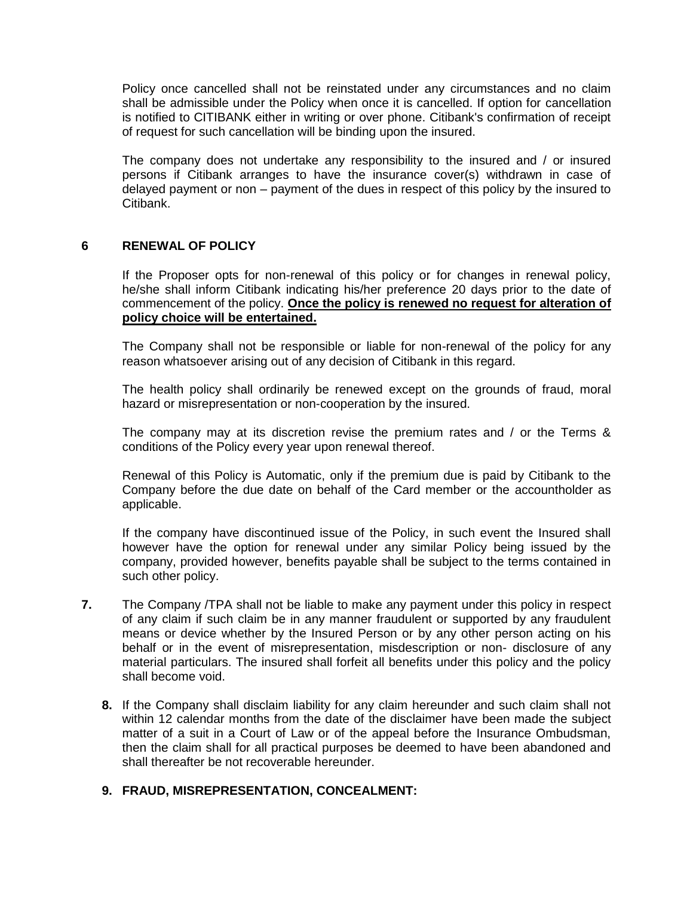Policy once cancelled shall not be reinstated under any circumstances and no claim shall be admissible under the Policy when once it is cancelled. If option for cancellation is notified to CITIBANK either in writing or over phone. Citibank's confirmation of receipt of request for such cancellation will be binding upon the insured.

The company does not undertake any responsibility to the insured and / or insured persons if Citibank arranges to have the insurance cover(s) withdrawn in case of delayed payment or non – payment of the dues in respect of this policy by the insured to Citibank.

## 6 RENEWAL OF POLICY

If the Proposer opts for non-renewal of this policy or for changes in renewal policy, he/she shall inform Citibank indicating his/her preference 20 days prior to the date of commencement of the policy. **Once the policy is renewed no request for alteration of policy choice will be entertained.**

The Company shall not be responsible or liable for non-renewal of the policy for any reason whatsoever arising out of any decision of Citibank in this regard.

The health policy shall ordinarily be renewed except on the grounds of fraud, moral hazard or misrepresentation or non-cooperation by the insured.

The company may at its discretion revise the premium rates and / or the Terms & conditions of the Policy every year upon renewal thereof.

Renewal of this Policy is Automatic, only if the premium due is paid by Citibank to the Company before the due date on behalf of the Card member or the accountholder as applicable.

If the company have discontinued issue of the Policy, in such event the Insured shall however have the option for renewal under any similar Policy being issued by the company, provided however, benefits payable shall be subject to the terms contained in such other policy.

**7.** The Company /TPA shall not be liable to make any payment under this policy in respect of any claim if such claim be in any manner fraudulent or supported by any fraudulent means or device whether by the Insured Person or by any other person acting on his behalf or in the event of misrepresentation, misdescription or non- disclosure of any material particulars. The insured shall forfeit all benefits under this policy and the policy shall become void.

**8.** If the Company shall disclaim liability for any claim hereunder and such claim shall not within 12 calendar months from the date of the disclaimer have been made the subject matter of a suit in a Court of Law or of the appeal before the Insurance Ombudsman, then the claim shall for all practical purposes be deemed to have been abandoned and shall thereafter be not recoverable hereunder.

**9. FRAUD, MISREPRESENTATION, CONCEALMENT:**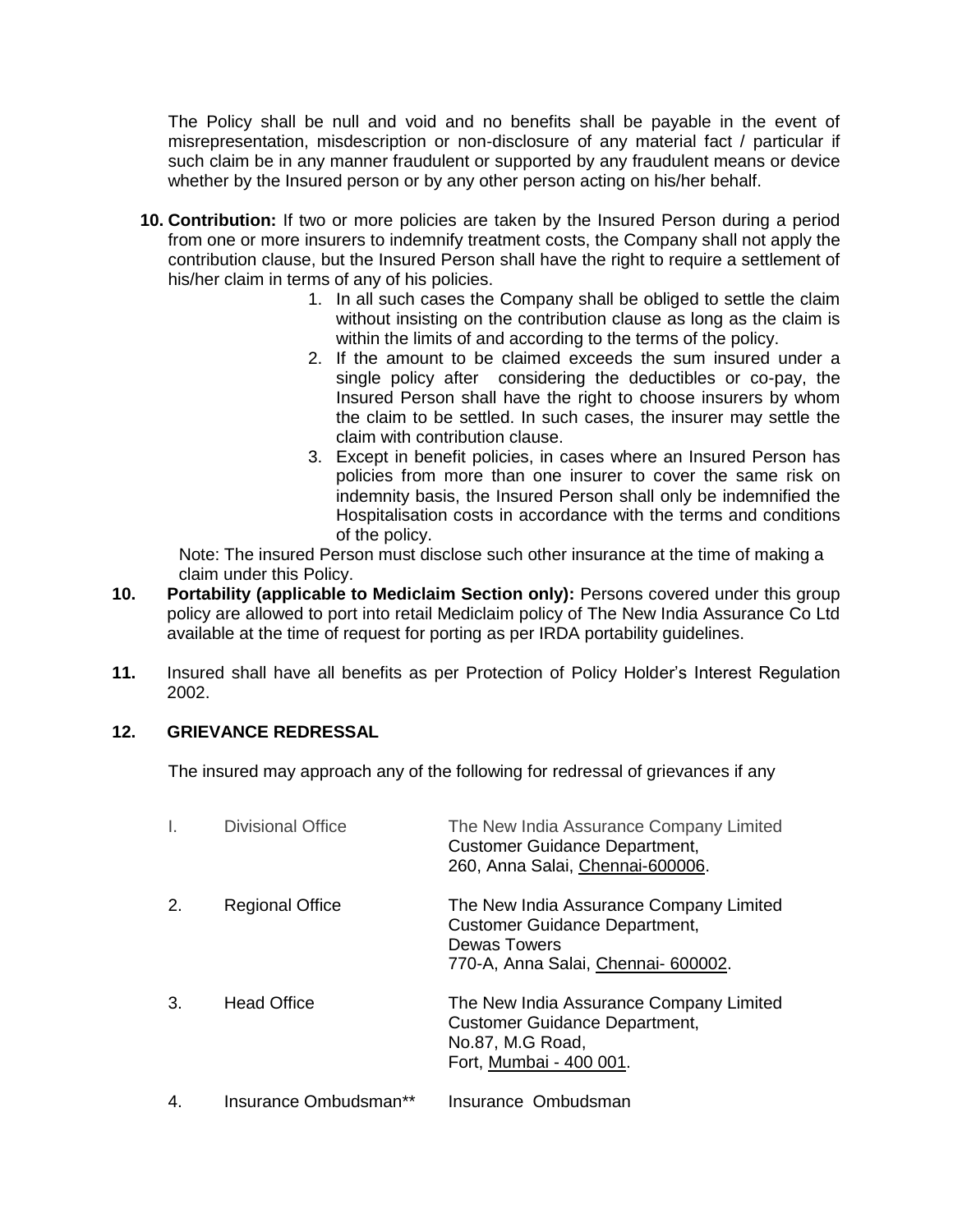The Policy shall be null and void and no benefits shall be payable in the event of misrepresentation, misdescription or non-disclosure of any material fact / particular if such claim be in any manner fraudulent or supported by any fraudulent means or device whether by the Insured person or by any other person acting on his/her behalf.

**10. Contribution:** If two or more policies are taken by the Insured Person during a period from one or more insurers to indemnify treatment costs, the Company shall not apply the contribution clause, but the Insured Person shall have the right to require a settlement of his/her claim in terms of any of his policies.

1. In all such cases the Company shall be obliged to settle the claim without insisting on the contribution clause as long as the claim is within the limits of and according to the terms of the policy.
2. If the amount to be claimed exceeds the sum insured under a single policy after considering the deductibles or co-pay, the Insured Person shall have the right to choose insurers by whom the claim to be settled. In such cases, the insurer may settle the claim with contribution clause.
3. Except in benefit policies, in cases where an Insured Person has policies from more than one insurer to cover the same risk on indemnity basis, the Insured Person shall only be indemnified the Hospitalisation costs in accordance with the terms and conditions of the policy.

Note: The insured Person must disclose such other insurance at the time of making a claim under this Policy.

**10. Portability (applicable to Mediclaim Section only):** Persons covered under this group policy are allowed to port into retail Mediclaim policy of The New India Assurance Co Ltd available at the time of request for porting as per IRDA portability guidelines.

**11.** Insured shall have all benefits as per Protection of Policy Holder's Interest Regulation 2002.

**12. GRIEVANCE REDRESSAL**

The insured may approach any of the following for redressal of grievances if any

| | | |
|---|---|---|
| I. | Divisional Office | The New India Assurance Company Limited<br>Customer Guidance Department,<br>260, Anna Salai, Chennai-600006. |
| 2. | Regional Office | The New India Assurance Company Limited<br>Customer Guidance Department,<br>Dewas Towers<br>770-A, Anna Salai, Chennai- 600002. |
| 3. | Head Office | The New India Assurance Company Limited<br>Customer Guidance Department,<br>No.87, M.G Road,<br>Fort, Mumbai - 400 001. |
| 4. | Insurance Ombudsman** | Insurance Ombudsman |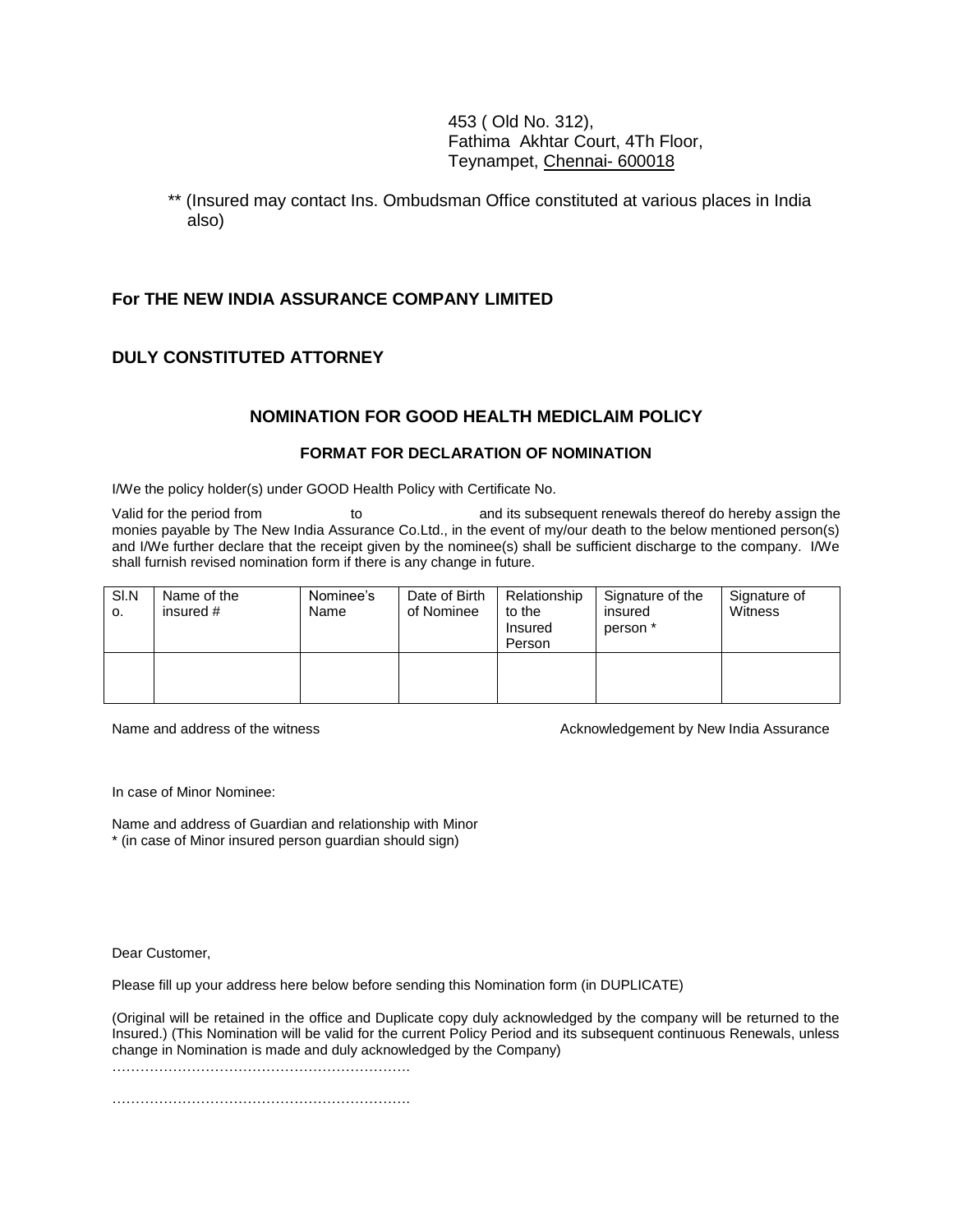453 ( Old No. 312),
Fathima Akhtar Court, 4Th Floor,
Teynampet, Chennai- 600018

** (Insured may contact Ins. Ombudsman Office constituted at various places in India also)

**For THE NEW INDIA ASSURANCE COMPANY LIMITED**

**DULY CONSTITUTED ATTORNEY**

## NOMINATION FOR GOOD HEALTH MEDICLAIM POLICY

### FORMAT FOR DECLARATION OF NOMINATION

I/We the policy holder(s) under GOOD Health Policy with Certificate No.

Valid for the period from                    to                    and its subsequent renewals thereof do hereby assign the monies payable by The New India Assurance Co.Ltd., in the event of my/our death to the below mentioned person(s) and I/We further declare that the receipt given by the nominee(s) shall be sufficient discharge to the company. I/We shall furnish revised nomination form if there is any change in future.

| Sl.No. | Name of the insured # | Nominee's Name | Date of Birth of Nominee | Relationship to the Insured Person | Signature of the insured person * | Signature of Witness |
|---|---|---|---|---|---|---|
| | | | | | | |

Name and address of the witness                    Acknowledgement by New India Assurance

In case of Minor Nominee:

Name and address of Guardian and relationship with Minor
* (in case of Minor insured person guardian should sign)

Dear Customer,

Please fill up your address here below before sending this Nomination form (in DUPLICATE)

(Original will be retained in the office and Duplicate copy duly acknowledged by the company will be returned to the Insured.) (This Nomination will be valid for the current Policy Period and its subsequent continuous Renewals, unless change in Nomination is made and duly acknowledged by the Company)

……………………………………………………….

……………………………………………………….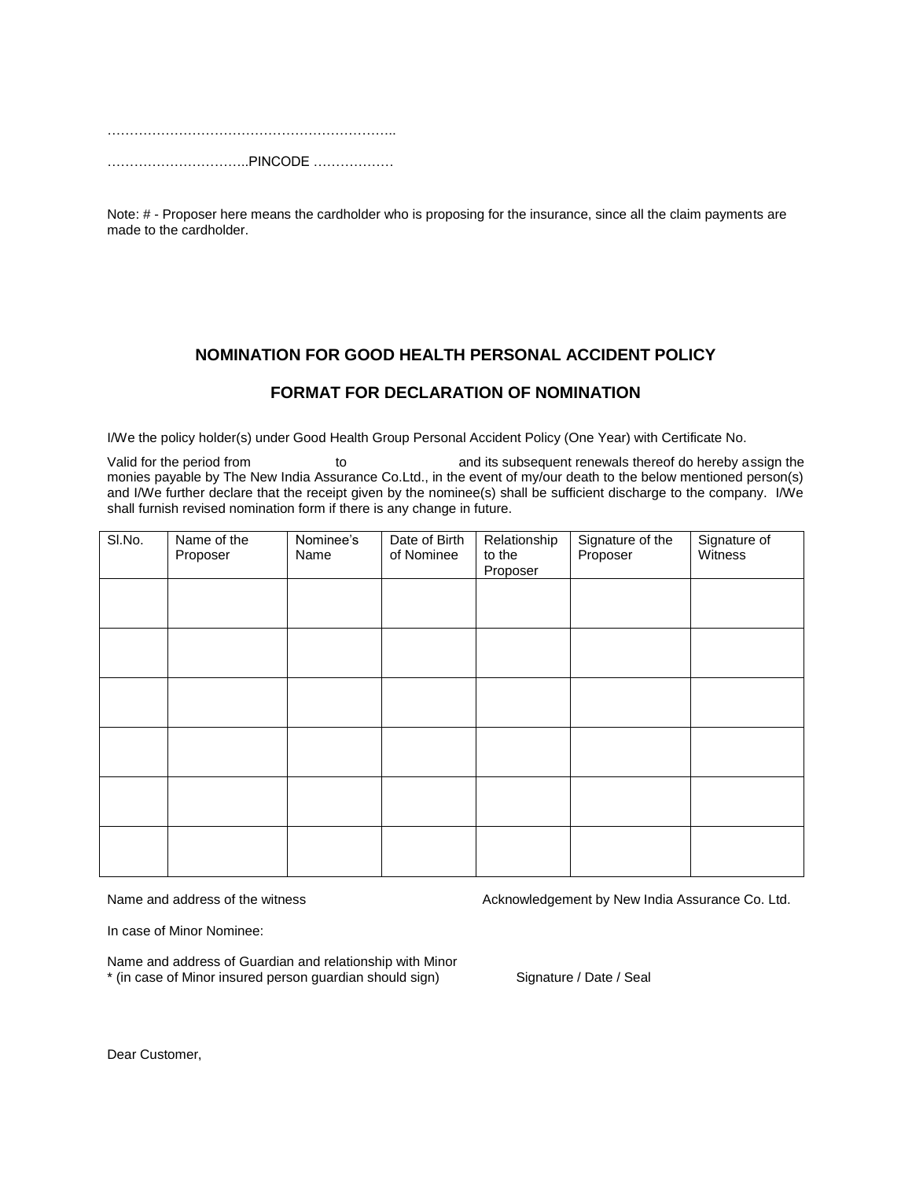………………………………………………………..

…………………………..PINCODE ………………

Note: # - Proposer here means the cardholder who is proposing for the insurance, since all the claim payments are made to the cardholder.

## NOMINATION FOR GOOD HEALTH PERSONAL ACCIDENT POLICY

## FORMAT FOR DECLARATION OF NOMINATION

I/We the policy holder(s) under Good Health Group Personal Accident Policy (One Year) with Certificate No.

Valid for the period from                    to                    and its subsequent renewals thereof do hereby assign the monies payable by The New India Assurance Co.Ltd., in the event of my/our death to the below mentioned person(s) and I/We further declare that the receipt given by the nominee(s) shall be sufficient discharge to the company. I/We shall furnish revised nomination form if there is any change in future.

| Sl.No. | Name of the Proposer | Nominee's Name | Date of Birth of Nominee | Relationship to the Proposer | Signature of the Proposer | Signature of Witness |
|---|---|---|---|---|---|---|
| | | | | | | |
| | | | | | | |
| | | | | | | |
| | | | | | | |
| | | | | | | |
| | | | | | | |

Name and address of the witness

Acknowledgement by New India Assurance Co. Ltd.

In case of Minor Nominee:

Name and address of Guardian and relationship with Minor
* (in case of Minor insured person guardian should sign)

Signature / Date / Seal

Dear Customer,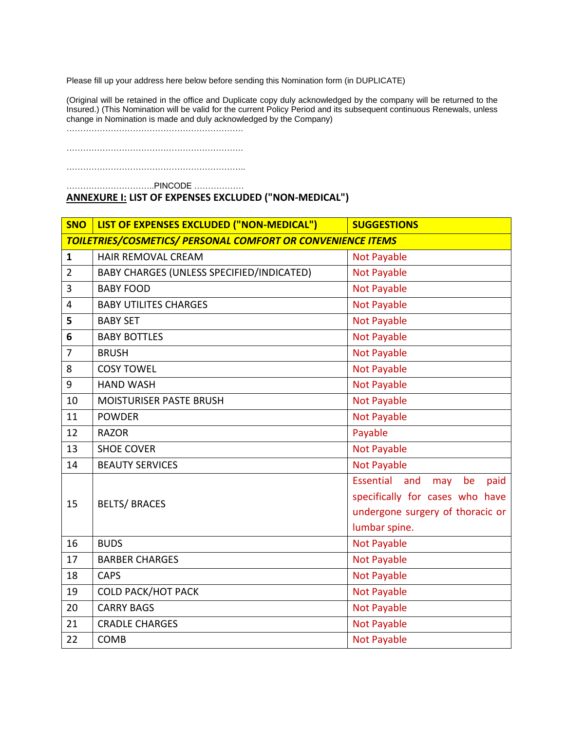Please fill up your address here below before sending this Nomination form (in DUPLICATE)

(Original will be retained in the office and Duplicate copy duly acknowledged by the company will be returned to the Insured.) (This Nomination will be valid for the current Policy Period and its subsequent continuous Renewals, unless change in Nomination is made and duly acknowledged by the Company)

……………………………………………………….

……………………………………………………….

………………………………………………………..

…………………………..PINCODE ………………

## ANNEXURE I: LIST OF EXPENSES EXCLUDED ("NON-MEDICAL")

| SNO | LIST OF EXPENSES EXCLUDED ("NON-MEDICAL") | SUGGESTIONS |
|---|---|---|
| ***TOILETRIES/COSMETICS/ PERSONAL COMFORT OR CONVENIENCE ITEMS*** | | |
| **1** | HAIR REMOVAL CREAM | Not Payable |
| 2 | BABY CHARGES (UNLESS SPECIFIED/INDICATED) | Not Payable |
| 3 | BABY FOOD | Not Payable |
| 4 | BABY UTILITES CHARGES | Not Payable |
| **5** | BABY SET | Not Payable |
| **6** | BABY BOTTLES | Not Payable |
| 7 | BRUSH | Not Payable |
| 8 | COSY TOWEL | Not Payable |
| 9 | HAND WASH | Not Payable |
| 10 | MOISTURISER PASTE BRUSH | Not Payable |
| 11 | POWDER | Not Payable |
| 12 | RAZOR | Payable |
| 13 | SHOE COVER | Not Payable |
| 14 | BEAUTY SERVICES | Not Payable |
| 15 | BELTS/ BRACES | Essential and may be paid specifically for cases who have undergone surgery of thoracic or lumbar spine. |
| 16 | BUDS | Not Payable |
| 17 | BARBER CHARGES | Not Payable |
| 18 | CAPS | Not Payable |
| 19 | COLD PACK/HOT PACK | Not Payable |
| 20 | CARRY BAGS | Not Payable |
| 21 | CRADLE CHARGES | Not Payable |
| 22 | COMB | Not Payable |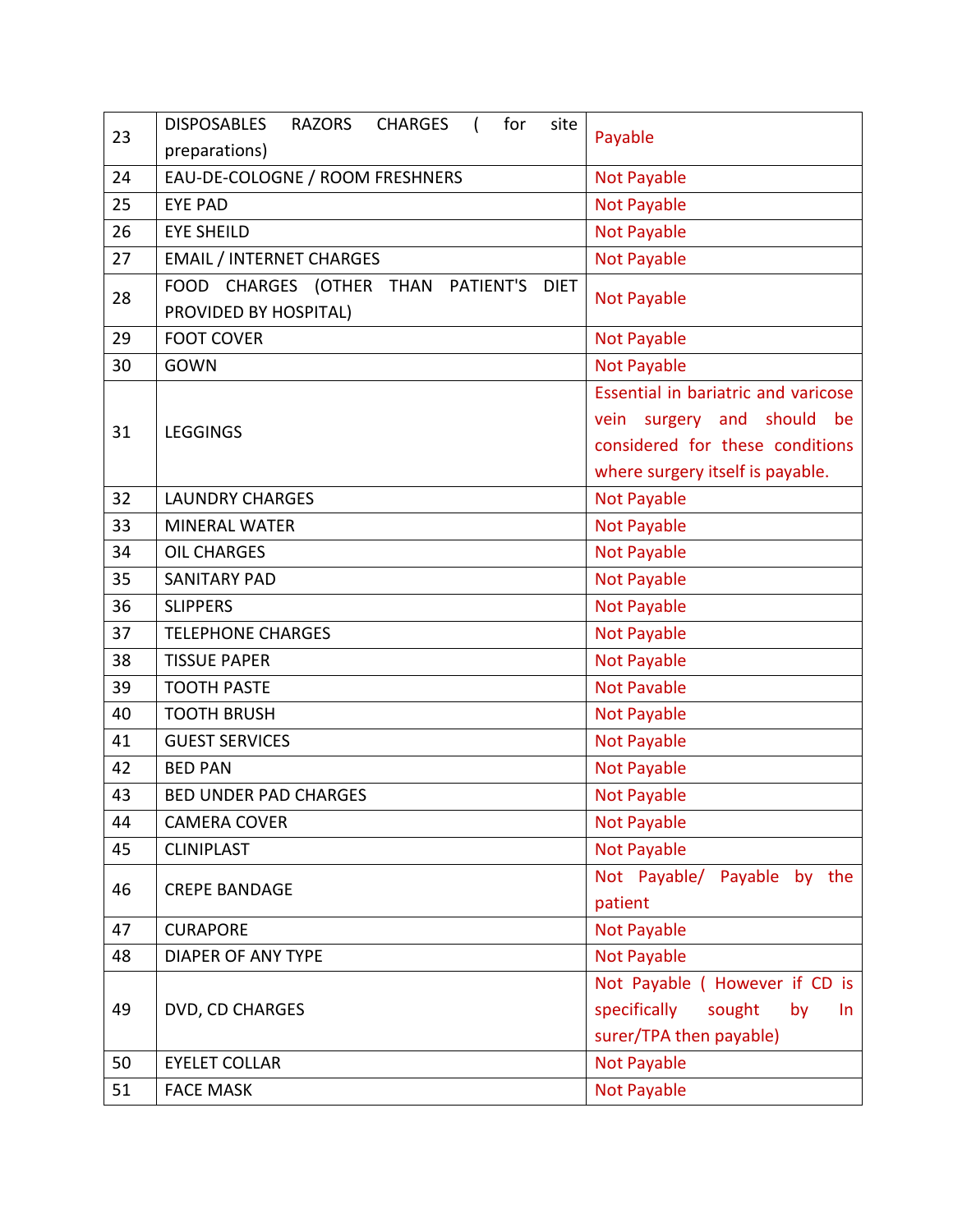| 23 | DISPOSABLES RAZORS CHARGES ( for site preparations) | Payable |
|---|---|---|
| 24 | EAU-DE-COLOGNE / ROOM FRESHNERS | Not Payable |
| 25 | EYE PAD | Not Payable |
| 26 | EYE SHEILD | Not Payable |
| 27 | EMAIL / INTERNET CHARGES | Not Payable |
| 28 | FOOD CHARGES (OTHER THAN PATIENT'S DIET PROVIDED BY HOSPITAL) | Not Payable |
| 29 | FOOT COVER | Not Payable |
| 30 | GOWN | Not Payable |
| 31 | LEGGINGS | Essential in bariatric and varicose vein surgery and should be considered for these conditions where surgery itself is payable. |
| 32 | LAUNDRY CHARGES | Not Payable |
| 33 | MINERAL WATER | Not Payable |
| 34 | OIL CHARGES | Not Payable |
| 35 | SANITARY PAD | Not Payable |
| 36 | SLIPPERS | Not Payable |
| 37 | TELEPHONE CHARGES | Not Payable |
| 38 | TISSUE PAPER | Not Payable |
| 39 | TOOTH PASTE | Not Payable |
| 40 | TOOTH BRUSH | Not Payable |
| 41 | GUEST SERVICES | Not Payable |
| 42 | BED PAN | Not Payable |
| 43 | BED UNDER PAD CHARGES | Not Payable |
| 44 | CAMERA COVER | Not Payable |
| 45 | CLINIPLAST | Not Payable |
| 46 | CREPE BANDAGE | Not Payable/ Payable by the patient |
| 47 | CURAPORE | Not Payable |
| 48 | DIAPER OF ANY TYPE | Not Payable |
| 49 | DVD, CD CHARGES | Not Payable ( However if CD is specifically sought by In surer/TPA then payable) |
| 50 | EYELET COLLAR | Not Payable |
| 51 | FACE MASK | Not Payable |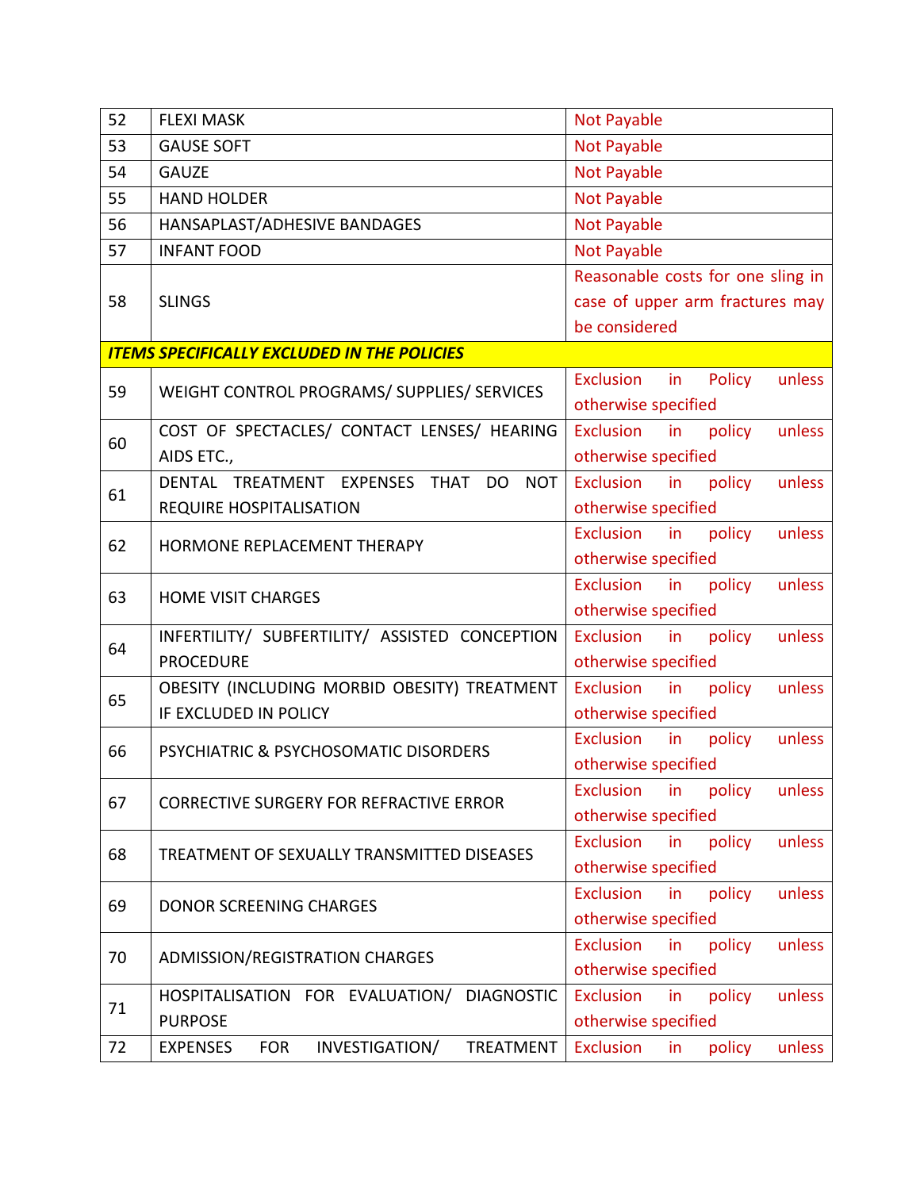| 52 | FLEXI MASK | Not Payable |
|---|---|---|
| 53 | GAUSE SOFT | Not Payable |
| 54 | GAUZE | Not Payable |
| 55 | HAND HOLDER | Not Payable |
| 56 | HANSAPLAST/ADHESIVE BANDAGES | Not Payable |
| 57 | INFANT FOOD | Not Payable |
| 58 | SLINGS | Reasonable costs for one sling in case of upper arm fractures may be considered |
| ***ITEMS SPECIFICALLY EXCLUDED IN THE POLICIES*** | | |
| 59 | WEIGHT CONTROL PROGRAMS/ SUPPLIES/ SERVICES | Exclusion in Policy unless otherwise specified |
| 60 | COST OF SPECTACLES/ CONTACT LENSES/ HEARING AIDS ETC., | Exclusion in policy unless otherwise specified |
| 61 | DENTAL TREATMENT EXPENSES THAT DO NOT REQUIRE HOSPITALISATION | Exclusion in policy unless otherwise specified |
| 62 | HORMONE REPLACEMENT THERAPY | Exclusion in policy unless otherwise specified |
| 63 | HOME VISIT CHARGES | Exclusion in policy unless otherwise specified |
| 64 | INFERTILITY/ SUBFERTILITY/ ASSISTED CONCEPTION PROCEDURE | Exclusion in policy unless otherwise specified |
| 65 | OBESITY (INCLUDING MORBID OBESITY) TREATMENT IF EXCLUDED IN POLICY | Exclusion in policy unless otherwise specified |
| 66 | PSYCHIATRIC & PSYCHOSOMATIC DISORDERS | Exclusion in policy unless otherwise specified |
| 67 | CORRECTIVE SURGERY FOR REFRACTIVE ERROR | Exclusion in policy unless otherwise specified |
| 68 | TREATMENT OF SEXUALLY TRANSMITTED DISEASES | Exclusion in policy unless otherwise specified |
| 69 | DONOR SCREENING CHARGES | Exclusion in policy unless otherwise specified |
| 70 | ADMISSION/REGISTRATION CHARGES | Exclusion in policy unless otherwise specified |
| 71 | HOSPITALISATION FOR EVALUATION/ DIAGNOSTIC PURPOSE | Exclusion in policy unless otherwise specified |
| 72 | EXPENSES FOR INVESTIGATION/ TREATMENT | Exclusion in policy unless |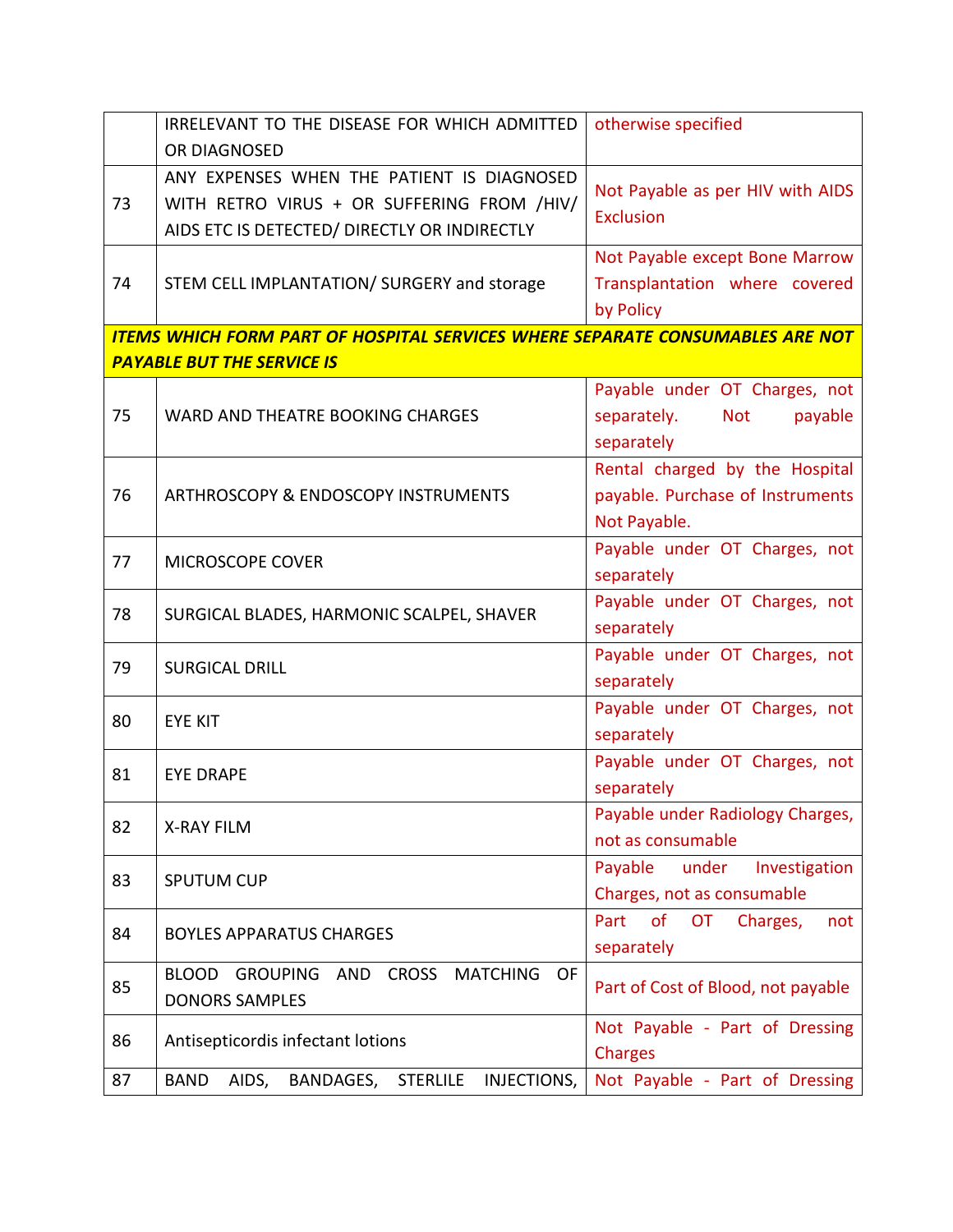| | | |
|---|---|---|
| | IRRELEVANT TO THE DISEASE FOR WHICH ADMITTED OR DIAGNOSED | otherwise specified |
| 73 | ANY EXPENSES WHEN THE PATIENT IS DIAGNOSED WITH RETRO VIRUS + OR SUFFERING FROM /HIV/ AIDS ETC IS DETECTED/ DIRECTLY OR INDIRECTLY | Not Payable as per HIV with AIDS Exclusion |
| 74 | STEM CELL IMPLANTATION/ SURGERY and storage | Not Payable except Bone Marrow Transplantation where covered by Policy |
| ***ITEMS WHICH FORM PART OF HOSPITAL SERVICES WHERE SEPARATE CONSUMABLES ARE NOT PAYABLE BUT THE SERVICE IS*** | | |
| 75 | WARD AND THEATRE BOOKING CHARGES | Payable under OT Charges, not separately. Not payable separately |
| 76 | ARTHROSCOPY & ENDOSCOPY INSTRUMENTS | Rental charged by the Hospital payable. Purchase of Instruments Not Payable. |
| 77 | MICROSCOPE COVER | Payable under OT Charges, not separately |
| 78 | SURGICAL BLADES, HARMONIC SCALPEL, SHAVER | Payable under OT Charges, not separately |
| 79 | SURGICAL DRILL | Payable under OT Charges, not separately |
| 80 | EYE KIT | Payable under OT Charges, not separately |
| 81 | EYE DRAPE | Payable under OT Charges, not separately |
| 82 | X-RAY FILM | Payable under Radiology Charges, not as consumable |
| 83 | SPUTUM CUP | Payable under Investigation Charges, not as consumable |
| 84 | BOYLES APPARATUS CHARGES | Part of OT Charges, not separately |
| 85 | BLOOD GROUPING AND CROSS MATCHING OF DONORS SAMPLES | Part of Cost of Blood, not payable |
| 86 | Antisepticordis infectant lotions | Not Payable - Part of Dressing Charges |
| 87 | BAND AIDS, BANDAGES, STERLILE INJECTIONS, | Not Payable - Part of Dressing |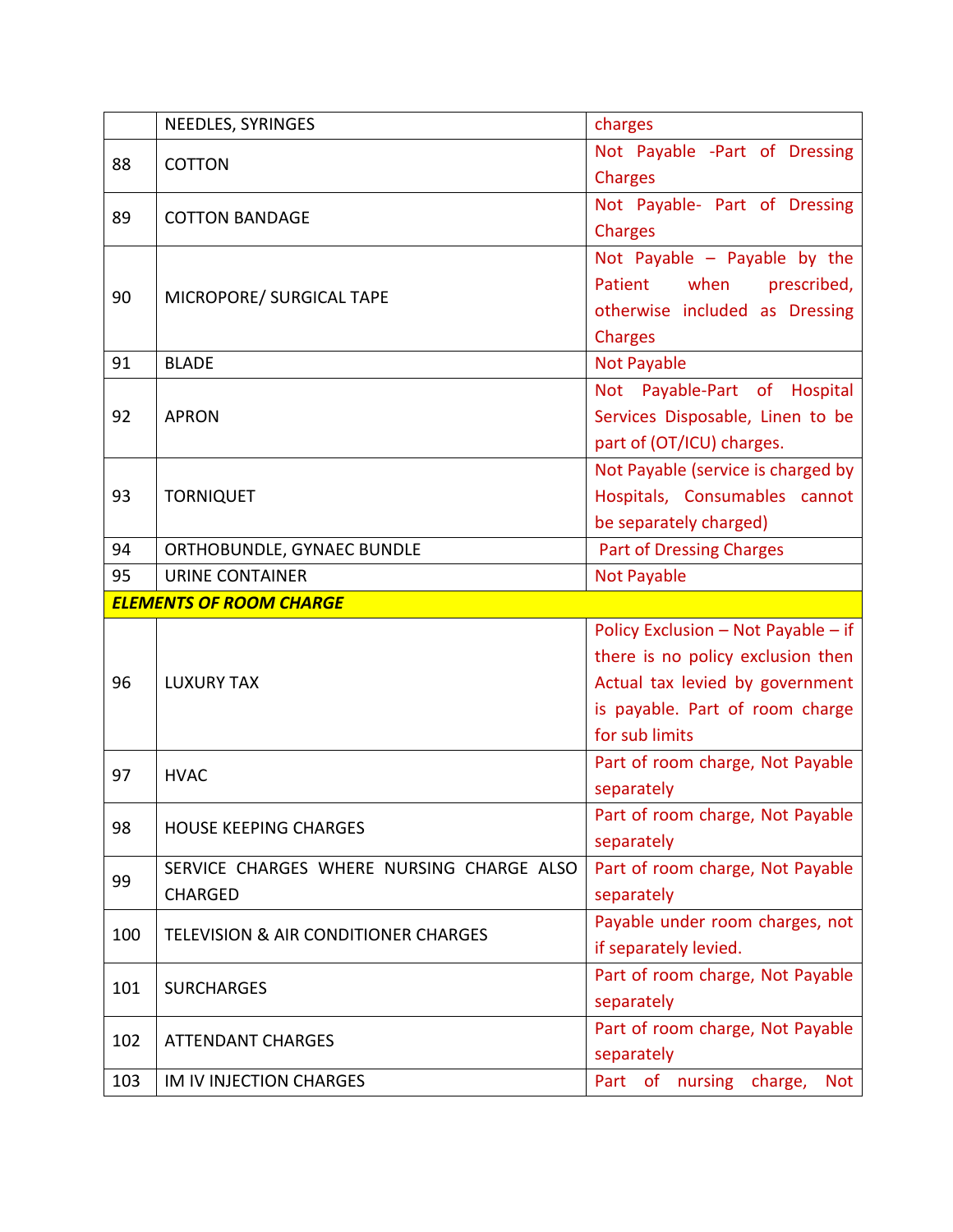| | | |
|---|---|---|
| | NEEDLES, SYRINGES | charges |
| 88 | COTTON | Not Payable -Part of Dressing Charges |
| 89 | COTTON BANDAGE | Not Payable- Part of Dressing Charges |
| 90 | MICROPORE/ SURGICAL TAPE | Not Payable – Payable by the Patient when prescribed, otherwise included as Dressing Charges |
| 91 | BLADE | Not Payable |
| 92 | APRON | Not Payable-Part of Hospital Services Disposable, Linen to be part of (OT/ICU) charges. |
| 93 | TORNIQUET | Not Payable (service is charged by Hospitals, Consumables cannot be separately charged) |
| 94 | ORTHOBUNDLE, GYNAEC BUNDLE | Part of Dressing Charges |
| 95 | URINE CONTAINER | Not Payable |
| ***ELEMENTS OF ROOM CHARGE*** | | |
| 96 | LUXURY TAX | Policy Exclusion – Not Payable – if there is no policy exclusion then Actual tax levied by government is payable. Part of room charge for sub limits |
| 97 | HVAC | Part of room charge, Not Payable separately |
| 98 | HOUSE KEEPING CHARGES | Part of room charge, Not Payable separately |
| 99 | SERVICE CHARGES WHERE NURSING CHARGE ALSO CHARGED | Part of room charge, Not Payable separately |
| 100 | TELEVISION & AIR CONDITIONER CHARGES | Payable under room charges, not if separately levied. |
| 101 | SURCHARGES | Part of room charge, Not Payable separately |
| 102 | ATTENDANT CHARGES | Part of room charge, Not Payable separately |
| 103 | IM IV INJECTION CHARGES | Part of nursing charge, Not |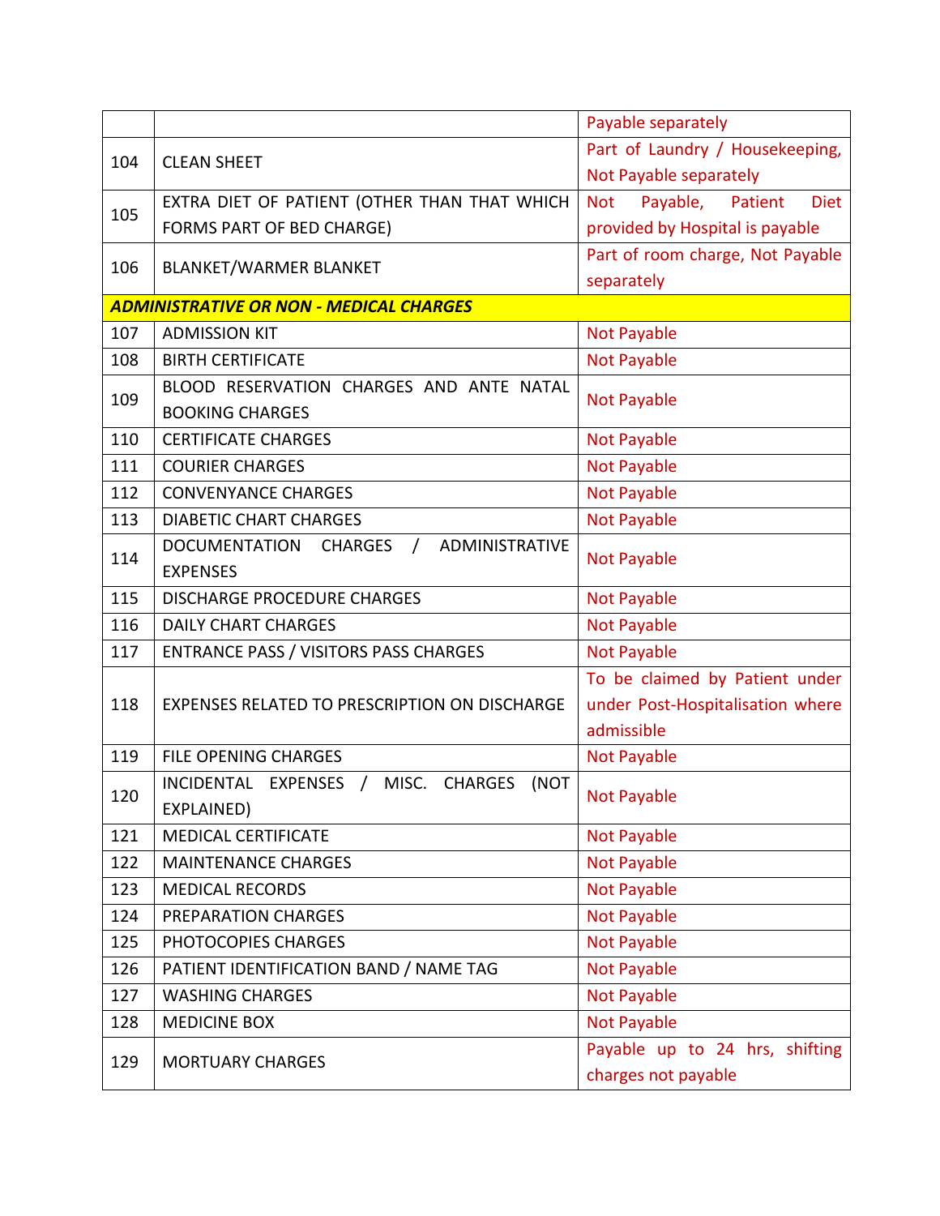|  |  | Payable separately |
|---|---|---|
| 104 | CLEAN SHEET | Part of Laundry / Housekeeping, Not Payable separately |
| 105 | EXTRA DIET OF PATIENT (OTHER THAN THAT WHICH FORMS PART OF BED CHARGE) | Not Payable, Patient Diet provided by Hospital is payable |
| 106 | BLANKET/WARMER BLANKET | Part of room charge, Not Payable separately |
| ***ADMINISTRATIVE OR NON - MEDICAL CHARGES*** | | |
| 107 | ADMISSION KIT | Not Payable |
| 108 | BIRTH CERTIFICATE | Not Payable |
| 109 | BLOOD RESERVATION CHARGES AND ANTE NATAL BOOKING CHARGES | Not Payable |
| 110 | CERTIFICATE CHARGES | Not Payable |
| 111 | COURIER CHARGES | Not Payable |
| 112 | CONVENYANCE CHARGES | Not Payable |
| 113 | DIABETIC CHART CHARGES | Not Payable |
| 114 | DOCUMENTATION CHARGES / ADMINISTRATIVE EXPENSES | Not Payable |
| 115 | DISCHARGE PROCEDURE CHARGES | Not Payable |
| 116 | DAILY CHART CHARGES | Not Payable |
| 117 | ENTRANCE PASS / VISITORS PASS CHARGES | Not Payable |
| 118 | EXPENSES RELATED TO PRESCRIPTION ON DISCHARGE | To be claimed by Patient under under Post-Hospitalisation where admissible |
| 119 | FILE OPENING CHARGES | Not Payable |
| 120 | INCIDENTAL EXPENSES / MISC. CHARGES (NOT EXPLAINED) | Not Payable |
| 121 | MEDICAL CERTIFICATE | Not Payable |
| 122 | MAINTENANCE CHARGES | Not Payable |
| 123 | MEDICAL RECORDS | Not Payable |
| 124 | PREPARATION CHARGES | Not Payable |
| 125 | PHOTOCOPIES CHARGES | Not Payable |
| 126 | PATIENT IDENTIFICATION BAND / NAME TAG | Not Payable |
| 127 | WASHING CHARGES | Not Payable |
| 128 | MEDICINE BOX | Not Payable |
| 129 | MORTUARY CHARGES | Payable up to 24 hrs, shifting charges not payable |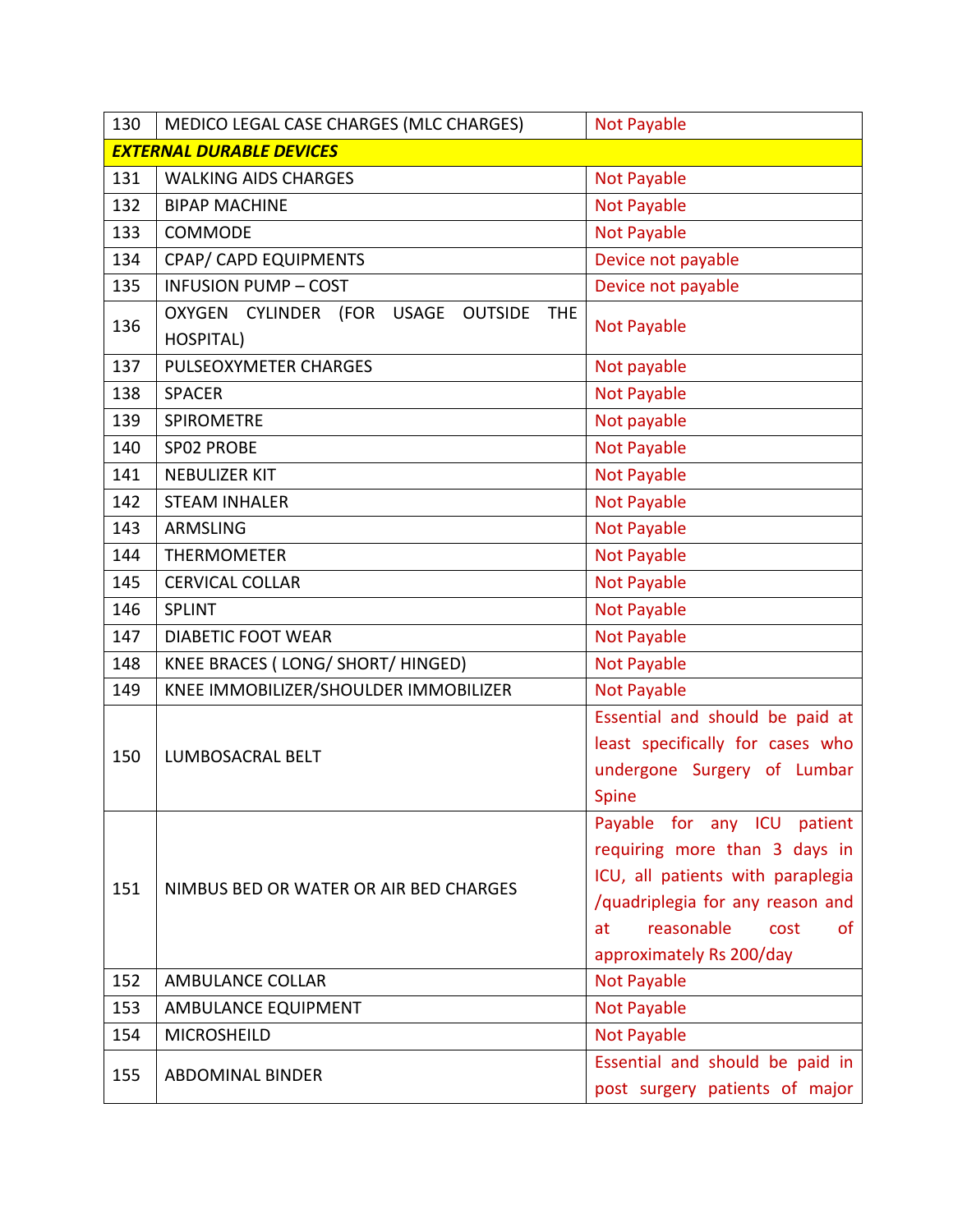| 130 | MEDICO LEGAL CASE CHARGES (MLC CHARGES) | Not Payable |
|---|---|---|
| ***EXTERNAL DURABLE DEVICES*** | | |
| 131 | WALKING AIDS CHARGES | Not Payable |
| 132 | BIPAP MACHINE | Not Payable |
| 133 | COMMODE | Not Payable |
| 134 | CPAP/ CAPD EQUIPMENTS | Device not payable |
| 135 | INFUSION PUMP – COST | Device not payable |
| 136 | OXYGEN CYLINDER (FOR USAGE OUTSIDE THE HOSPITAL) | Not Payable |
| 137 | PULSEOXYMETER CHARGES | Not payable |
| 138 | SPACER | Not Payable |
| 139 | SPIROMETRE | Not payable |
| 140 | SP02 PROBE | Not Payable |
| 141 | NEBULIZER KIT | Not Payable |
| 142 | STEAM INHALER | Not Payable |
| 143 | ARMSLING | Not Payable |
| 144 | THERMOMETER | Not Payable |
| 145 | CERVICAL COLLAR | Not Payable |
| 146 | SPLINT | Not Payable |
| 147 | DIABETIC FOOT WEAR | Not Payable |
| 148 | KNEE BRACES ( LONG/ SHORT/ HINGED) | Not Payable |
| 149 | KNEE IMMOBILIZER/SHOULDER IMMOBILIZER | Not Payable |
| 150 | LUMBOSACRAL BELT | Essential and should be paid at least specifically for cases who undergone Surgery of Lumbar Spine |
| 151 | NIMBUS BED OR WATER OR AIR BED CHARGES | Payable for any ICU patient requiring more than 3 days in ICU, all patients with paraplegia /quadriplegia for any reason and at reasonable cost of approximately Rs 200/day |
| 152 | AMBULANCE COLLAR | Not Payable |
| 153 | AMBULANCE EQUIPMENT | Not Payable |
| 154 | MICROSHEILD | Not Payable |
| 155 | ABDOMINAL BINDER | Essential and should be paid in post surgery patients of major |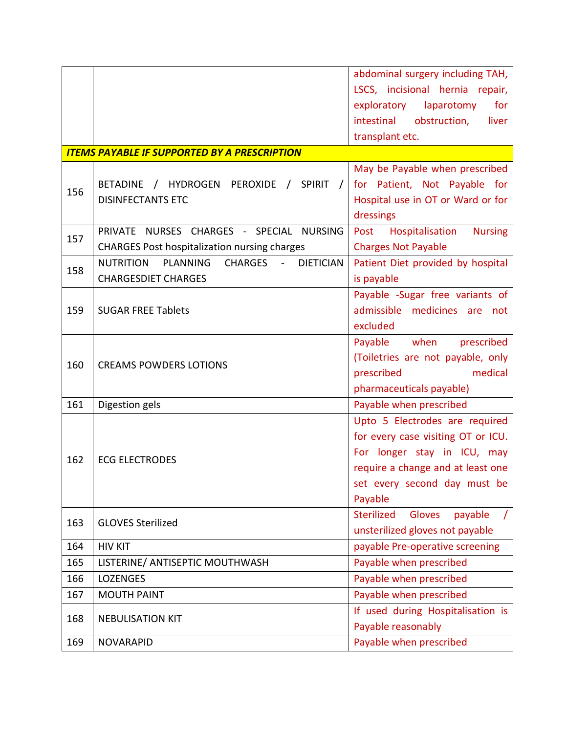| | | |
|---|---|---|
| | | abdominal surgery including TAH, LSCS, incisional hernia repair, exploratory laparotomy for intestinal obstruction, liver transplant etc. |
| ***ITEMS PAYABLE IF SUPPORTED BY A PRESCRIPTION*** | | |
| 156 | BETADINE / HYDROGEN PEROXIDE / SPIRIT / DISINFECTANTS ETC | May be Payable when prescribed for Patient, Not Payable for Hospital use in OT or Ward or for dressings |
| 157 | PRIVATE NURSES CHARGES - SPECIAL NURSING CHARGES Post hospitalization nursing charges | Post Hospitalisation Nursing Charges Not Payable |
| 158 | NUTRITION PLANNING CHARGES - DIETICIAN CHARGESDIET CHARGES | Patient Diet provided by hospital is payable |
| 159 | SUGAR FREE Tablets | Payable -Sugar free variants of admissible medicines are not excluded |
| 160 | CREAMS POWDERS LOTIONS | Payable when prescribed (Toiletries are not payable, only prescribed medical pharmaceuticals payable) |
| 161 | Digestion gels | Payable when prescribed |
| 162 | ECG ELECTRODES | Upto 5 Electrodes are required for every case visiting OT or ICU. For longer stay in ICU, may require a change and at least one set every second day must be Payable |
| 163 | GLOVES Sterilized | Sterilized Gloves payable / unsterilized gloves not payable |
| 164 | HIV KIT | payable Pre-operative screening |
| 165 | LISTERINE/ ANTISEPTIC MOUTHWASH | Payable when prescribed |
| 166 | LOZENGES | Payable when prescribed |
| 167 | MOUTH PAINT | Payable when prescribed |
| 168 | NEBULISATION KIT | If used during Hospitalisation is Payable reasonably |
| 169 | NOVARAPID | Payable when prescribed |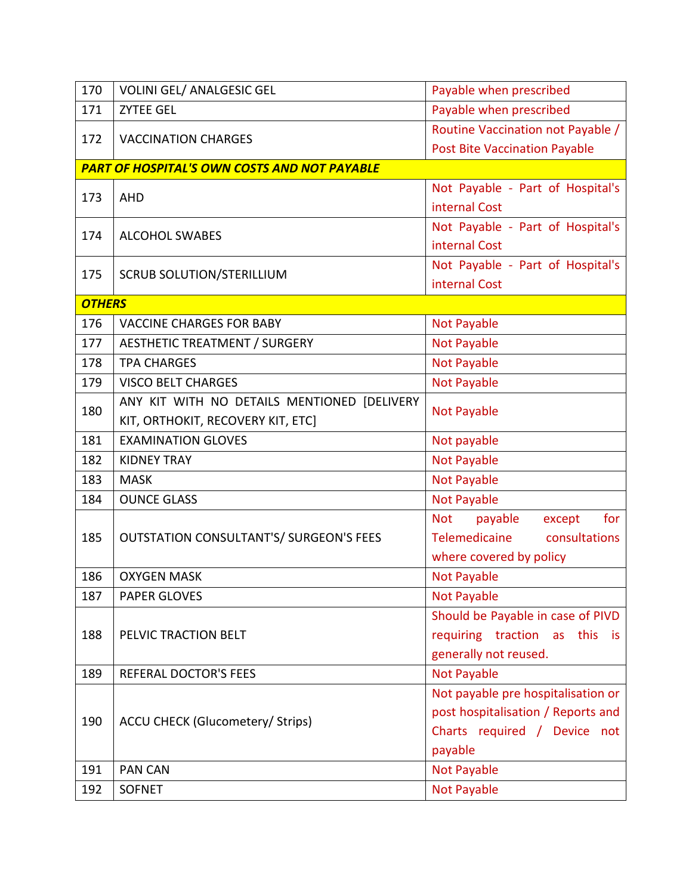| | | |
|---|---|---|
| 170 | VOLINI GEL/ ANALGESIC GEL | Payable when prescribed |
| 171 | ZYTEE GEL | Payable when prescribed |
| 172 | VACCINATION CHARGES | Routine Vaccination not Payable / Post Bite Vaccination Payable |
| ***PART OF HOSPITAL'S OWN COSTS AND NOT PAYABLE*** | | |
| 173 | AHD | Not Payable - Part of Hospital's internal Cost |
| 174 | ALCOHOL SWABES | Not Payable - Part of Hospital's internal Cost |
| 175 | SCRUB SOLUTION/STERILLIUM | Not Payable - Part of Hospital's internal Cost |
| ***OTHERS*** | | |
| 176 | VACCINE CHARGES FOR BABY | Not Payable |
| 177 | AESTHETIC TREATMENT / SURGERY | Not Payable |
| 178 | TPA CHARGES | Not Payable |
| 179 | VISCO BELT CHARGES | Not Payable |
| 180 | ANY KIT WITH NO DETAILS MENTIONED [DELIVERY KIT, ORTHOKIT, RECOVERY KIT, ETC] | Not Payable |
| 181 | EXAMINATION GLOVES | Not payable |
| 182 | KIDNEY TRAY | Not Payable |
| 183 | MASK | Not Payable |
| 184 | OUNCE GLASS | Not Payable |
| 185 | OUTSTATION CONSULTANT'S/ SURGEON'S FEES | Not payable except for Telemedicaine consultations where covered by policy |
| 186 | OXYGEN MASK | Not Payable |
| 187 | PAPER GLOVES | Not Payable |
| 188 | PELVIC TRACTION BELT | Should be Payable in case of PIVD requiring traction as this is generally not reused. |
| 189 | REFERAL DOCTOR'S FEES | Not Payable |
| 190 | ACCU CHECK (Glucometery/ Strips) | Not payable pre hospitalisation or post hospitalisation / Reports and Charts required / Device not payable |
| 191 | PAN CAN | Not Payable |
| 192 | SOFNET | Not Payable |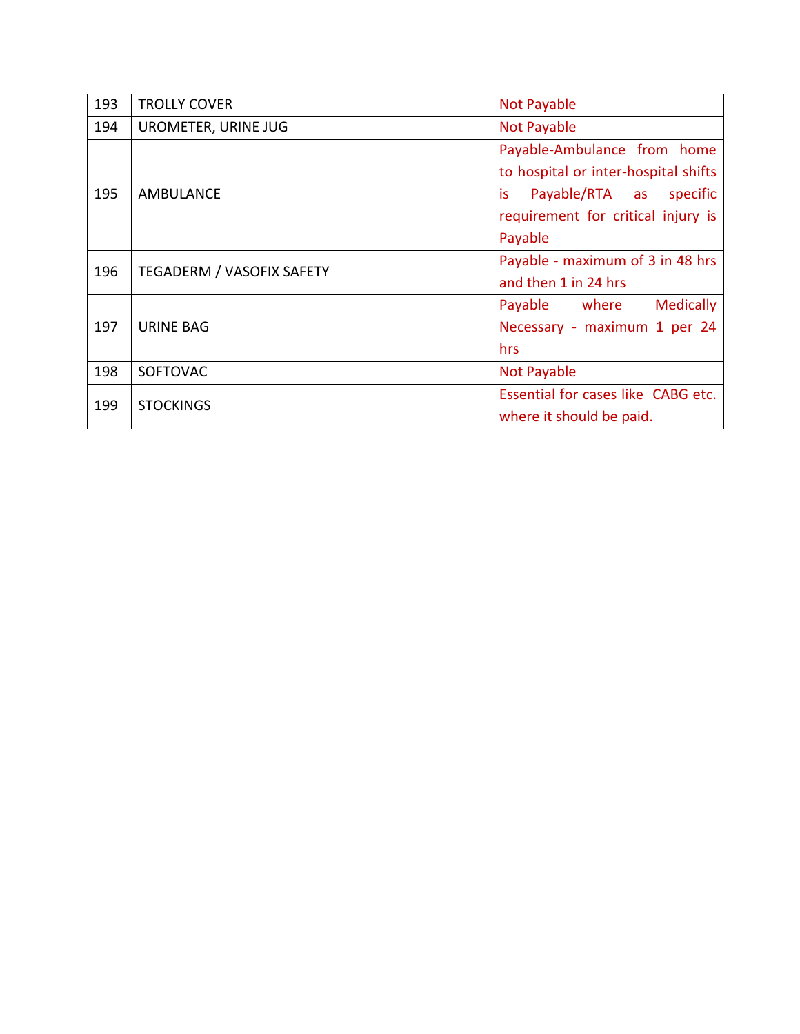| | | |
|---|---|---|
| 193 | TROLLY COVER | Not Payable |
| 194 | UROMETER, URINE JUG | Not Payable |
| 195 | AMBULANCE | Payable-Ambulance from home to hospital or inter-hospital shifts is Payable/RTA as specific requirement for critical injury is Payable |
| 196 | TEGADERM / VASOFIX SAFETY | Payable - maximum of 3 in 48 hrs and then 1 in 24 hrs |
| 197 | URINE BAG | Payable where Medically Necessary - maximum 1 per 24 hrs |
| 198 | SOFTOVAC | Not Payable |
| 199 | STOCKINGS | Essential for cases like CABG etc. where it should be paid. |